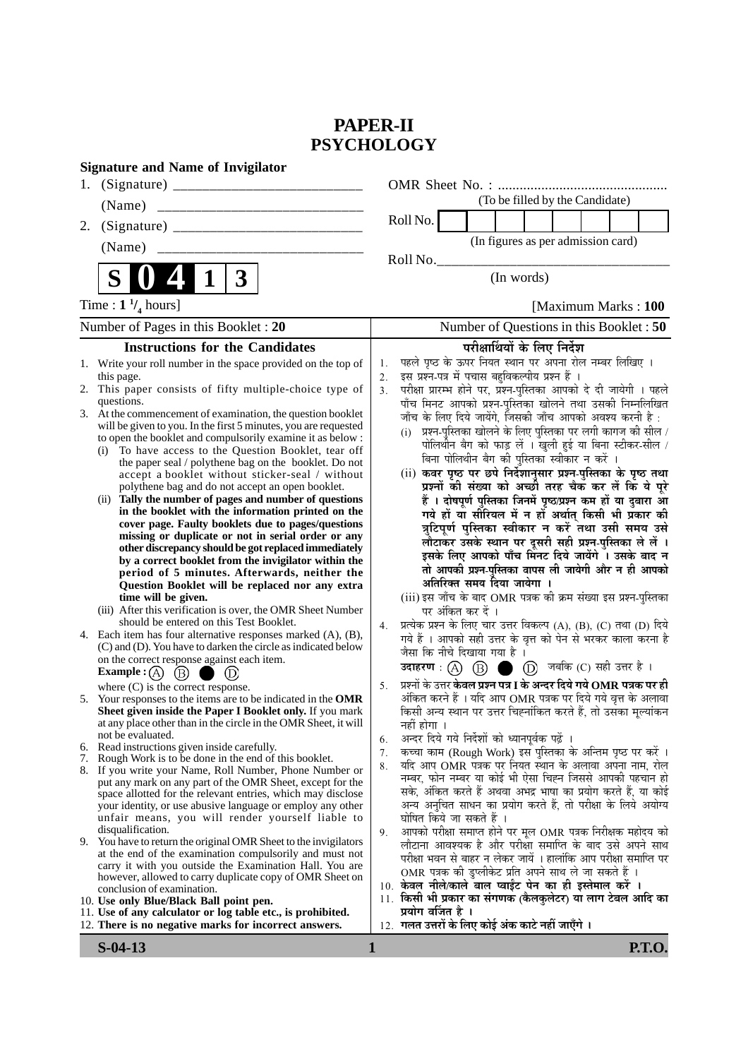# PAPER-II
# PSYCHOLOGY

**Signature and Name of Invigilator**

1. (Signature) ______________________________

   (Name) ______________________________

2. (Signature) ______________________________

   (Name) ______________________________

OMR Sheet No. : ...............................................

(To be filled by the Candidate)

Roll No. | | | | | | | | |

(In figures as per admission card)

Roll No.________________________________

(In words)

**S 0 4 1 3**

Time : $1\,{}^{1}/_{4}$ hours] [Maximum Marks : **100**

Number of Pages in this Booklet : **20** | Number of Questions in this Booklet : **50**

## Instructions for the Candidates

1. Write your roll number in the space provided on the top of this page.
2. This paper consists of fifty multiple-choice type of questions.
3. At the commencement of examination, the question booklet will be given to you. In the first 5 minutes, you are requested to open the booklet and compulsorily examine it as below :
   (i) To have access to the Question Booklet, tear off the paper seal / polythene bag on the booklet. Do not accept a booklet without sticker-seal / without polythene bag and do not accept an open booklet.
   (ii) **Tally the number of pages and number of questions in the booklet with the information printed on the cover page. Faulty booklets due to pages/questions missing or duplicate or not in serial order or any other discrepancy should be got replaced immediately by a correct booklet from the invigilator within the period of 5 minutes. Afterwards, neither the Question Booklet will be replaced nor any extra time will be given.**
   (iii) After this verification is over, the OMR Sheet Number should be entered on this Test Booklet.
4. Each item has four alternative responses marked (A), (B), (C) and (D). You have to darken the circle as indicated below on the correct response against each item.
   **Example :** (A) (B) ● (D)
   where (C) is the correct response.
5. Your responses to the items are to be indicated in the **OMR Sheet given inside the Paper I Booklet only.** If you mark at any place other than in the circle in the OMR Sheet, it will not be evaluated.
6. Read instructions given inside carefully.
7. Rough Work is to be done in the end of this booklet.
8. If you write your Name, Roll Number, Phone Number or put any mark on any part of the OMR Sheet, except for the space allotted for the relevant entries, which may disclose your identity, or use abusive language or employ any other unfair means, you will render yourself liable to disqualification.
9. You have to return the original OMR Sheet to the invigilators at the end of the examination compulsorily and must not carry it with you outside the Examination Hall. You are however, allowed to carry duplicate copy of OMR Sheet on conclusion of examination.
10. **Use only Blue/Black Ball point pen.**
11. **Use of any calculator or log table etc., is prohibited.**
12. **There is no negative marks for incorrect answers.**

## परीक्षार्थियों के लिए निर्देश

1. पहले पृष्ठ के ऊपर नियत स्थान पर अपना रोल नम्बर लिखिए ।
2. इस प्रश्न-पत्र में पचास बहुविकल्पीय प्रश्न हैं ।
3. परीक्षा प्रारम्भ होने पर, प्रश्न-पुस्तिका आपको दे दी जायेगी । पहले पाँच मिनट आपको प्रश्न-पुस्तिका खोलने तथा उसकी निम्नलिखित जाँच के लिए दिये जायेंगे, जिसकी जाँच आपको अवश्य करनी है :
   (i) प्रश्न-पुस्तिका खोलने के लिए पुस्तिका पर लगी कागज की सील / पोलिथीन बैग को फाड़ लें । खुली हुई या बिना स्टीकर-सील / बिना पोलिथीन बैग की पुस्तिका स्वीकार न करें ।
   (ii) **कवर पृष्ठ पर छपे निर्देशानुसार प्रश्न-पुस्तिका के पृष्ठ तथा प्रश्नों की संख्या को अच्छी तरह चैक कर लें कि ये पूरे हैं । दोषपूर्ण पुस्तिका जिनमें पृष्ठ/प्रश्न कम हों या दुबारा आ गये हों या सीरियल में न हों अर्थात् किसी भी प्रकार की त्रुटिपूर्ण पुस्तिका स्वीकार न करें तथा उसी समय उसे लौटाकर उसके स्थान पर दूसरी सही प्रश्न-पुस्तिका ले लें । इसके लिए आपको पाँच मिनट दिये जायेंगे । उसके बाद न तो आपकी प्रश्न-पुस्तिका वापस ली जायेगी और न ही आपको अतिरिक्त समय दिया जायेगा ।**
   (iii) इस जाँच के बाद OMR पत्रक की क्रम संख्या इस प्रश्न-पुस्तिका पर अंकित कर दें ।
4. प्रत्येक प्रश्न के लिए चार उत्तर विकल्प (A), (B), (C) तथा (D) दिये गये हैं । आपको सही उत्तर के वृत्त को पेन से भरकर काला करना है जैसा कि नीचे दिखाया गया है ।
   **उदाहरण :** (A) (B) ● (D) जबकि (C) सही उत्तर है ।
5. प्रश्नों के उत्तर **केवल प्रश्न पत्र I के अन्दर दिये गये OMR पत्रक पर ही** अंकित करने हैं । यदि आप OMR पत्रक पर दिये गये वृत्त के अलावा किसी अन्य स्थान पर उत्तर चिह्नांकित करते हैं, तो उसका मूल्यांकन नहीं होगा ।
6. अन्दर दिये गये निर्देशों को ध्यानपूर्वक पढ़ें ।
7. कच्चा काम (Rough Work) इस पुस्तिका के अन्तिम पृष्ठ पर करें ।
8. यदि आप OMR पत्रक पर नियत स्थान के अलावा अपना नाम, रोल नम्बर, फोन नम्बर या कोई भी ऐसा चिह्न जिससे आपकी पहचान हो सके, अंकित करते हैं अथवा अभद्र भाषा का प्रयोग करते हैं, या कोई अन्य अनुचित साधन का प्रयोग करते हैं, तो परीक्षा के लिये अयोग्य घोषित किये जा सकते हैं ।
9. आपको परीक्षा समाप्त होने पर मूल OMR पत्रक निरीक्षक महोदय को लौटाना आवश्यक है और परीक्षा समाप्ति के बाद उसे अपने साथ परीक्षा भवन से बाहर न लेकर जायें । हालांकि आप परीक्षा समाप्ति पर OMR पत्रक की डुप्लीकेट प्रति अपने साथ ले जा सकते हैं ।
10. **केवल नीले/काले बाल प्वाईंट पेन का ही इस्तेमाल करें ।**
11. **किसी भी प्रकार का संगणक (कैलकुलेटर) या लाग टेबल आदि का प्रयोग वर्जित है ।**
12. **गलत उत्तरों के लिए कोई अंक काटे नहीं जाएँगे ।**

**S-04-13** **P.T.O.**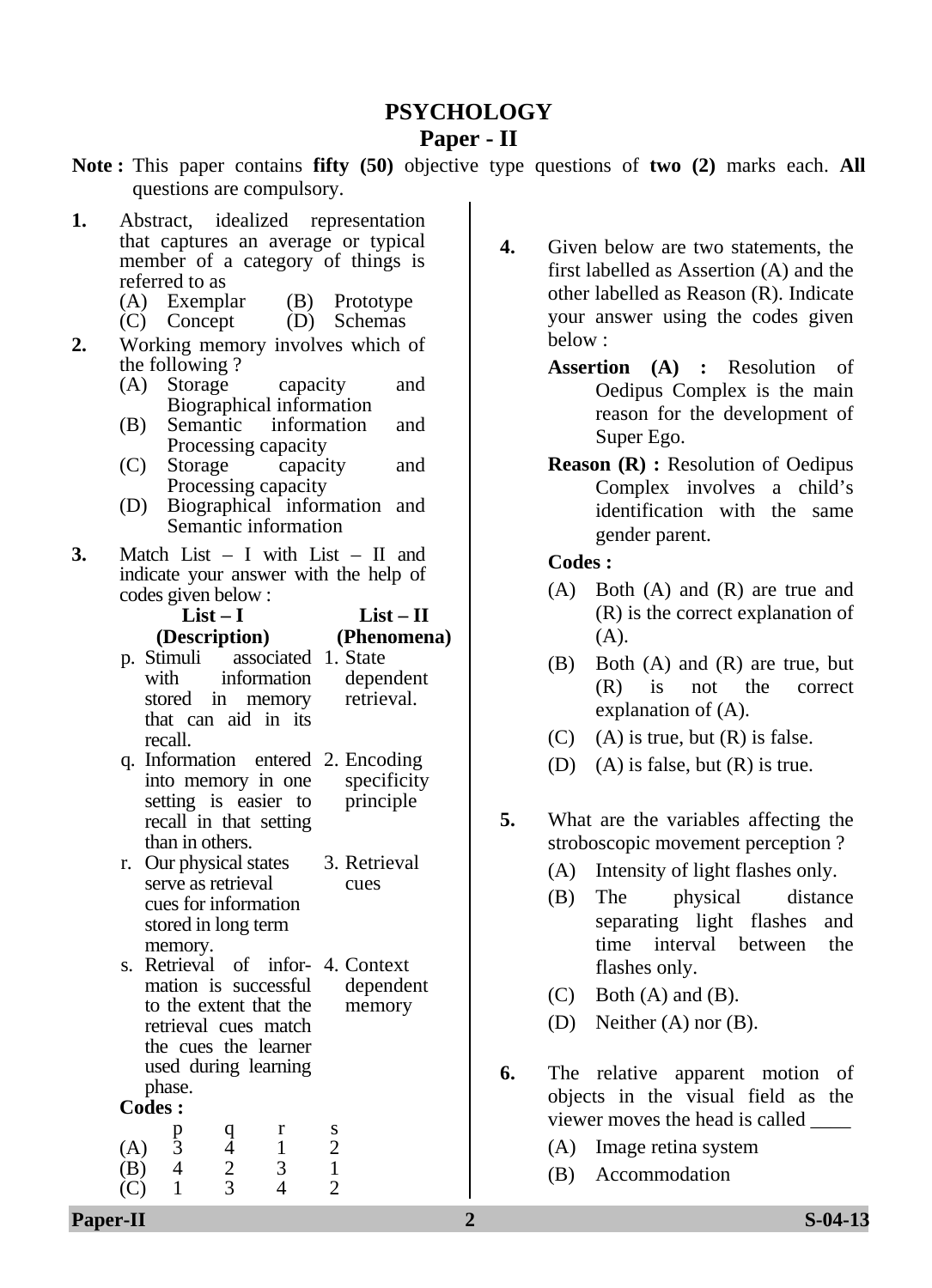# PSYCHOLOGY

## Paper - II

**Note :** This paper contains **fifty (50)** objective type questions of **two (2)** marks each. **All** questions are compulsory.

**1.** Abstract, idealized representation that captures an average or typical member of a category of things is referred to as

(A) Exemplar (B) Prototype
(C) Concept (D) Schemas

**2.** Working memory involves which of the following ?

(A) Storage capacity and Biographical information
(B) Semantic information and Processing capacity
(C) Storage capacity and Processing capacity
(D) Biographical information and Semantic information

**3.** Match List – I with List – II and indicate your answer with the help of codes given below :

| List – I (Description) | List – II (Phenomena) |
|---|---|
| p. Stimuli associated with information stored in memory that can aid in its recall. | 1. State dependent retrieval. |
| q. Information entered into memory in one setting is easier to recall in that setting than in others. | 2. Encoding specificity principle |
| r. Our physical states serve as retrieval cues for information stored in long term memory. | 3. Retrieval cues |
| s. Retrieval of information is successful to the extent that the retrieval cues match the cues the learner used during learning phase. | 4. Context dependent memory |

**Codes :**

| | p | q | r | s |
|---|---|---|---|---|
| (A) | 3 | 4 | 1 | 2 |
| (B) | 4 | 2 | 3 | 1 |
| (C) | 1 | 3 | 4 | 2 |

**4.** Given below are two statements, the first labelled as Assertion (A) and the other labelled as Reason (R). Indicate your answer using the codes given below :

**Assertion (A) :** Resolution of Oedipus Complex is the main reason for the development of Super Ego.

**Reason (R) :** Resolution of Oedipus Complex involves a child's identification with the same gender parent.

**Codes :**

(A) Both (A) and (R) are true and (R) is the correct explanation of (A).
(B) Both (A) and (R) are true, but (R) is not the correct explanation of (A).
(C) (A) is true, but (R) is false.
(D) (A) is false, but (R) is true.

**5.** What are the variables affecting the stroboscopic movement perception ?

(A) Intensity of light flashes only.
(B) The physical distance separating light flashes and time interval between the flashes only.
(C) Both (A) and (B).
(D) Neither (A) nor (B).

**6.** The relative apparent motion of objects in the visual field as the viewer moves the head is called ____

(A) Image retina system
(B) Accommodation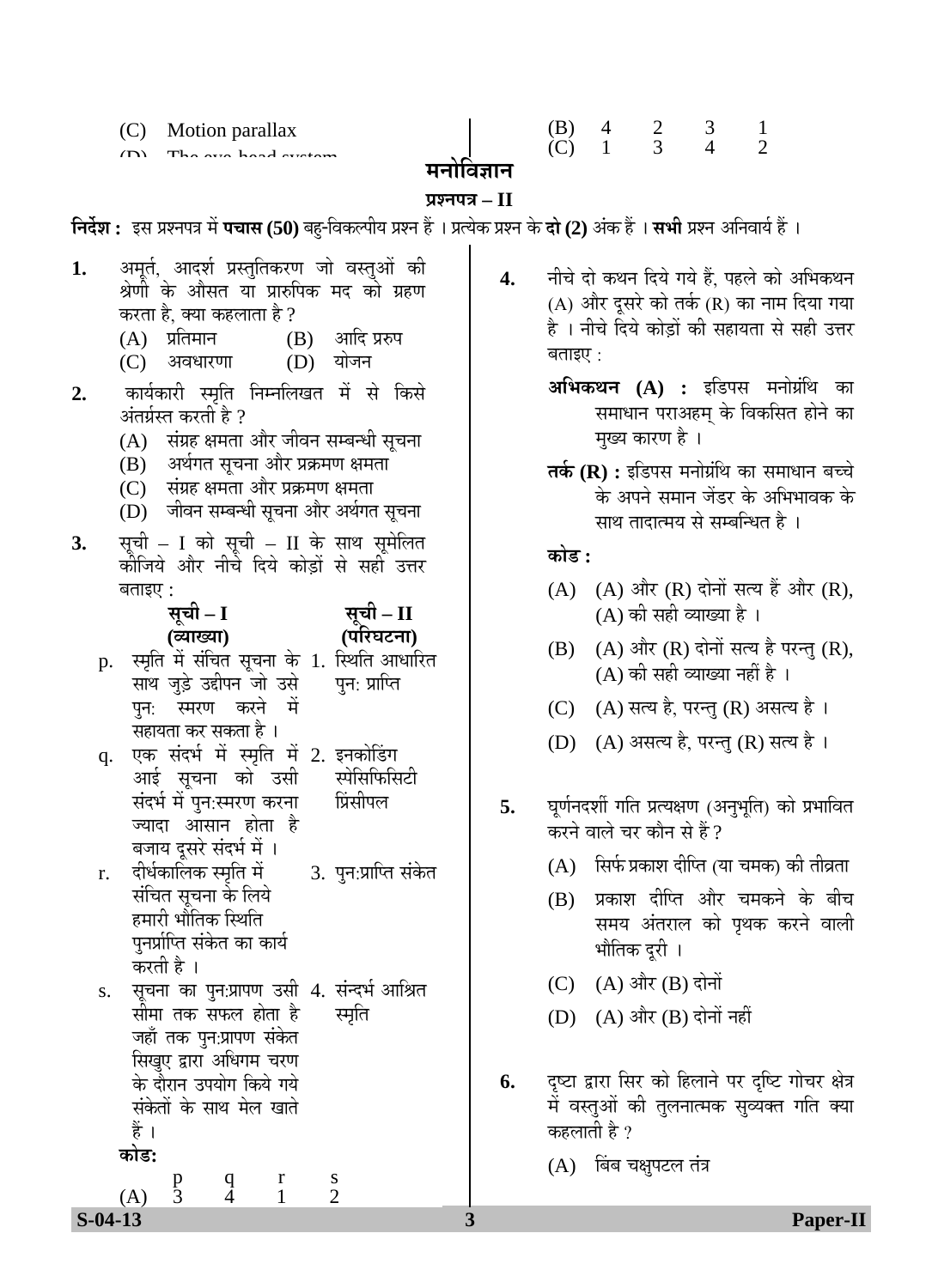(C) Motion parallax

(D) The eye-head system

(B) 4 2 3 1
(C) 1 3 4 2

# मनोविज्ञान

## प्रश्नपत्र – II

**निर्देश :** इस प्रश्नपत्र में **पचास (50)** बहु-विकल्पीय प्रश्न हैं । प्रत्येक प्रश्न के **दो (2)** अंक हैं । **सभी** प्रश्न अनिवार्य हैं ।

**1.** अमूर्त, आदर्श प्रस्तुतिकरण जो वस्तुओं की श्रेणी के औसत या प्रारुपिक मद को ग्रहण करता है, क्या कहलाता है ?

(A) प्रतिमान
(B) आदि प्ररुप
(C) अवधारणा
(D) योजन

**2.** कार्यकारी स्मृति निम्नलिखत में से किसे अंतर्ग्रस्त करती है ?

(A) संग्रह क्षमता और जीवन सम्बन्धी सूचना
(B) अर्थगत सूचना और प्रक्रमण क्षमता
(C) संग्रह क्षमता और प्रक्रमण क्षमता
(D) जीवन सम्बन्धी सूचना और अर्थगत सूचना

**3.** सूची – I को सूची – II के साथ सुमेलित कीजिये और नीचे दिये कोड़ों से सही उत्तर बताइए :

| | सूची – I (व्याख्या) | | सूची – II (परिघटना) |
|---|---|---|---|
| p. | स्मृति में संचित सूचना के साथ जुड़े उद्दीपन जो उसे पुन: स्मरण करने में सहायता कर सकता है । | 1. | स्थिति आधारित पुन: प्राप्ति |
| q. | एक संदर्भ में स्मृति में आई सूचना को उसी संदर्भ में पुन:स्मरण करना ज्यादा आसान होता है बजाय दूसरे संदर्भ में । | 2. | इनकोडिंग स्पेसिफिसिटी प्रिंसीपल |
| r. | दीर्घकालिक स्मृति में संचित सूचना के लिये हमारी भौतिक स्थिति पुनर्प्राप्ति संकेत का कार्य करती है । | 3. | पुन:प्राप्ति संकेत |
| s. | सूचना का पुन:प्रापण उसी सीमा तक सफल होता है जहाँ तक पुन:प्रापण संकेत सिखुए द्वारा अधिगम चरण के दौरान उपयोग किये गये संकेतों के साथ मेल खाते हैं । | 4. | संन्दर्भ आश्रित स्मृति |

**कोड:**

| | p | q | r | s |
|---|---|---|---|---|
| (A) | 3 | 4 | 1 | 2 |

**4.** नीचे दो कथन दिये गये हैं, पहले को अभिकथन (A) और दूसरे को तर्क (R) का नाम दिया गया है । नीचे दिये कोड़ों की सहायता से सही उत्तर बताइए :

**अभिकथन (A) :** इडिपस मनोग्रंथि का समाधान पराअहम् के विकसित होने का मुख्य कारण है ।

**तर्क (R) :** इडिपस मनोग्रंथि का समाधान बच्चे के अपने समान जेंडर के अभिभावक के साथ तादात्मय से सम्बन्धित है ।

**कोड :**

(A) (A) और (R) दोनों सत्य हैं और (R), (A) की सही व्याख्या है ।
(B) (A) और (R) दोनों सत्य है परन्तु (R), (A) की सही व्याख्या नहीं है ।
(C) (A) सत्य है, परन्तु (R) असत्य है ।
(D) (A) असत्य है, परन्तु (R) सत्य है ।

**5.** घूर्णनदर्शी गति प्रत्यक्षण (अनुभूति) को प्रभावित करने वाले चर कौन से हैं ?

(A) सिर्फ प्रकाश दीप्ति (या चमक) की तीव्रता
(B) प्रकाश दीप्ति और चमकने के बीच समय अंतराल को पृथक करने वाली भौतिक दूरी ।
(C) (A) और (B) दोनों
(D) (A) और (B) दोनों नहीं

**6.** दृष्टा द्वारा सिर को हिलाने पर दृष्टि गोचर क्षेत्र में वस्तुओं की तुलनात्मक सुव्यक्त गति क्या कहलाती है ?

(A) बिंब चक्षुपटल तंत्र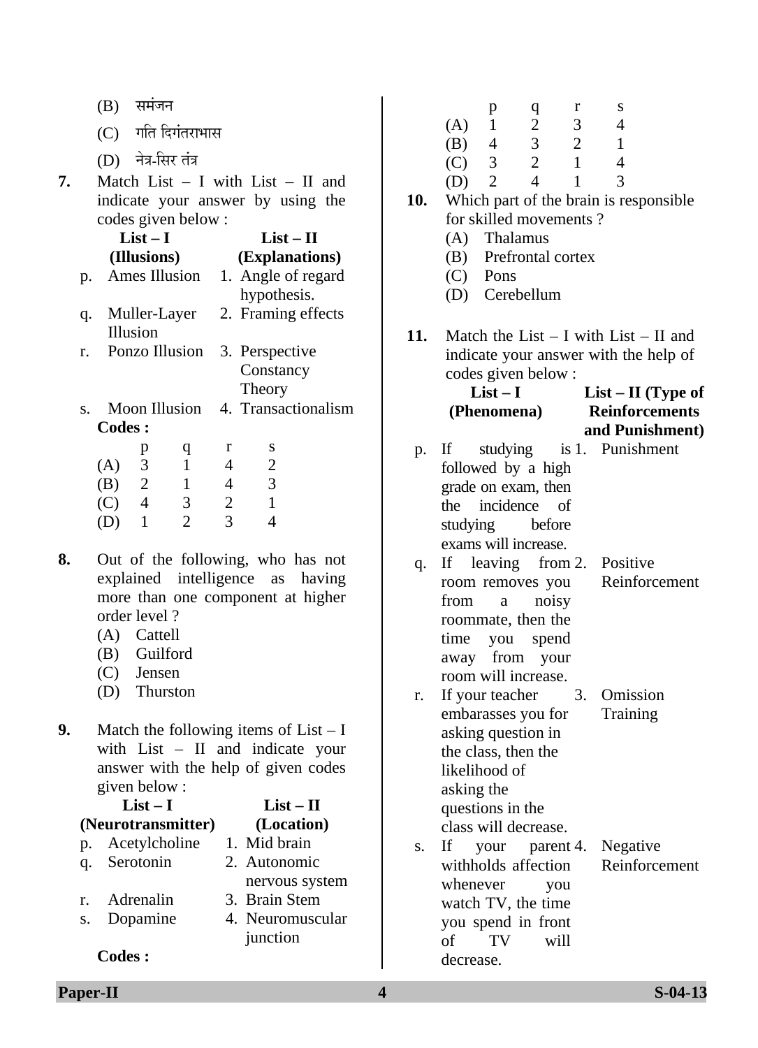(B) समंजन

(C) गति दिगंतराभास

(D) नेत्र-सिर तंत्र

**7.** Match List – I with List – II and indicate your answer by using the codes given below :

| | List – I (Illusions) | | List – II (Explanations) |
|---|---|---|---|
| p. | Ames Illusion | 1. | Angle of regard hypothesis. |
| q. | Muller-Layer Illusion | 2. | Framing effects |
| r. | Ponzo Illusion | 3. | Perspective Constancy Theory |
| s. | Moon Illusion | 4. | Transactionalism |

**Codes :**

| | p | q | r | s |
|---|---|---|---|---|
| (A) | 3 | 1 | 4 | 2 |
| (B) | 2 | 1 | 4 | 3 |
| (C) | 4 | 3 | 2 | 1 |
| (D) | 1 | 2 | 3 | 4 |

**8.** Out of the following, who has not explained intelligence as having more than one component at higher order level ?

(A) Cattell
(B) Guilford
(C) Jensen
(D) Thurston

**9.** Match the following items of List – I with List – II and indicate your answer with the help of given codes given below :

| | List – I (Neurotransmitter) | | List – II (Location) |
|---|---|---|---|
| p. | Acetylcholine | 1. | Mid brain |
| q. | Serotonin | 2. | Autonomic nervous system |
| r. | Adrenalin | 3. | Brain Stem |
| s. | Dopamine | 4. | Neuromuscular junction |

**Codes :**

| | p | q | r | s |
|---|---|---|---|---|
| (A) | 1 | 2 | 3 | 4 |
| (B) | 4 | 3 | 2 | 1 |
| (C) | 3 | 2 | 1 | 4 |
| (D) | 2 | 4 | 1 | 3 |

**10.** Which part of the brain is responsible for skilled movements ?

(A) Thalamus
(B) Prefrontal cortex
(C) Pons
(D) Cerebellum

**11.** Match the List – I with List – II and indicate your answer with the help of codes given below :

| | List – I (Phenomena) | | List – II (Type of Reinforcements and Punishment) |
|---|---|---|---|
| p. | If studying is followed by a high grade on exam, then the incidence of studying before exams will increase. | 1. | Punishment |
| q. | If leaving from room removes you from a noisy roommate, then the time you spend away from your room will increase. | 2. | Positive Reinforcement |
| r. | If your teacher embarasses you for asking question in the class, then the likelihood of asking the questions in the class will decrease. | 3. | Omission Training |
| s. | If your parent withholds affection whenever you watch TV, the time you spend in front of TV will decrease. | 4. | Negative Reinforcement |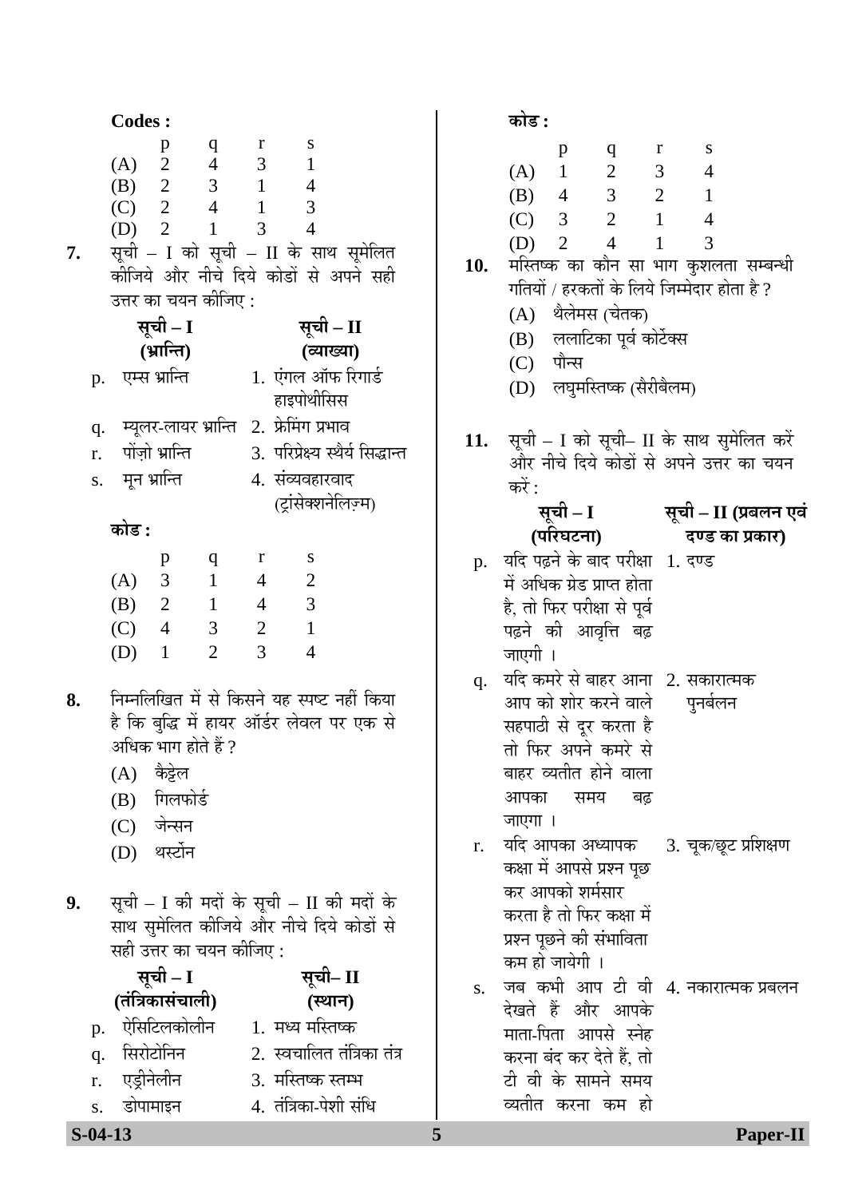**Codes :**

|  | p | q | r | s |
|---|---|---|---|---|
| (A) | 2 | 4 | 3 | 1 |
| (B) | 2 | 3 | 1 | 4 |
| (C) | 2 | 4 | 1 | 3 |
| (D) | 2 | 1 | 3 | 4 |

**7.** सूची – I को सूची – II के साथ सूमेलित कीजिये और नीचे दिये कोडों से अपने सही उत्तर का चयन कीजिए :

| | सूची – I (भ्रान्ति) | | सूची – II (व्याख्या) |
|---|---|---|---|
| p. | एम्स भ्रान्ति | 1. | एंगल ऑफ रिगार्ड हाइपोथीसिस |
| q. | म्यूलर-लायर भ्रान्ति | 2. | फ्रेमिंग प्रभाव |
| r. | पोंज़ो भ्रान्ति | 3. | परिप्रेक्ष्य स्थैर्य सिद्धान्त |
| s. | मून भ्रान्ति | 4. | संव्यवहारवाद (ट्रांसेक्शनेलिज़्म) |

**कोड :**

|  | p | q | r | s |
|---|---|---|---|---|
| (A) | 3 | 1 | 4 | 2 |
| (B) | 2 | 1 | 4 | 3 |
| (C) | 4 | 3 | 2 | 1 |
| (D) | 1 | 2 | 3 | 4 |

**8.** निम्नलिखित में से किसने यह स्पष्ट नहीं किया है कि बुद्धि में हायर ऑर्डर लेवल पर एक से अधिक भाग होते हैं ?

(A) कैट्टेल

(B) गिलफोर्ड

(C) जेन्सन

(D) थर्स्टोन

**9.** सूची – I की मदों के सूची – II की मदों के साथ सुमेलित कीजिये और नीचे दिये कोडों से सही उत्तर का चयन कीजिए :

| | सूची – I (तंत्रिकासंचाली) | | सूची– II (स्थान) |
|---|---|---|---|
| p. | ऐसिटिलकोलीन | 1. | मध्य मस्तिष्क |
| q. | सिरोटोनिन | 2. | स्वचालित तंत्रिका तंत्र |
| r. | एड्रीनेलीन | 3. | मस्तिष्क स्तम्भ |
| s. | डोपामाइन | 4. | तंत्रिका-पेशी संधि |

**कोड :**

|  | p | q | r | s |
|---|---|---|---|---|
| (A) | 1 | 2 | 3 | 4 |
| (B) | 4 | 3 | 2 | 1 |
| (C) | 3 | 2 | 1 | 4 |
| (D) | 2 | 4 | 1 | 3 |

**10.** मस्तिष्क का कौन सा भाग कुशलता सम्बन्धी गतियों / हरकतों के लिये जिम्मेदार होता है ?

(A) थैलेमस (चेतक)

(B) ललाटिका पूर्व कोर्टेक्स

(C) पौन्स

(D) लघुमस्तिष्क (सैरीबैलम)

**11.** सूची – I को सूची– II के साथ सुमेलित करें और नीचे दिये कोडों से अपने उत्तर का चयन करें :

| | सूची – I (परिघटना) | | सूची – II (प्रबलन एवं दण्ड का प्रकार) |
|---|---|---|---|
| p. | यदि पढ़ने के बाद परीक्षा में अधिक ग्रेड प्राप्त होता है, तो फिर परीक्षा से पूर्व पढ़ने की आवृत्ति बढ़ जाएगी । | 1. | दण्ड |
| q. | यदि कमरे से बाहर आना आप को शोर करने वाले सहपाठी से दूर करता है तो फिर अपने कमरे से बाहर व्यतीत होने वाला आपका समय बढ़ जाएगा । | 2. | सकारात्मक पुनर्बलन |
| r. | यदि आपका अध्यापक कक्षा में आपसे प्रश्न पूछ कर आपको शर्मसार करता है तो फिर कक्षा में प्रश्न पूछने की संभाविता कम हो जायेगी । | 3. | चूक/छूट प्रशिक्षण |
| s. | जब कभी आप टी वी देखते हैं और आपके माता-पिता आपसे स्नेह करना बंद कर देते हैं, तो टी वी के सामने समय व्यतीत करना कम हो | 4. | नकारात्मक प्रबलन |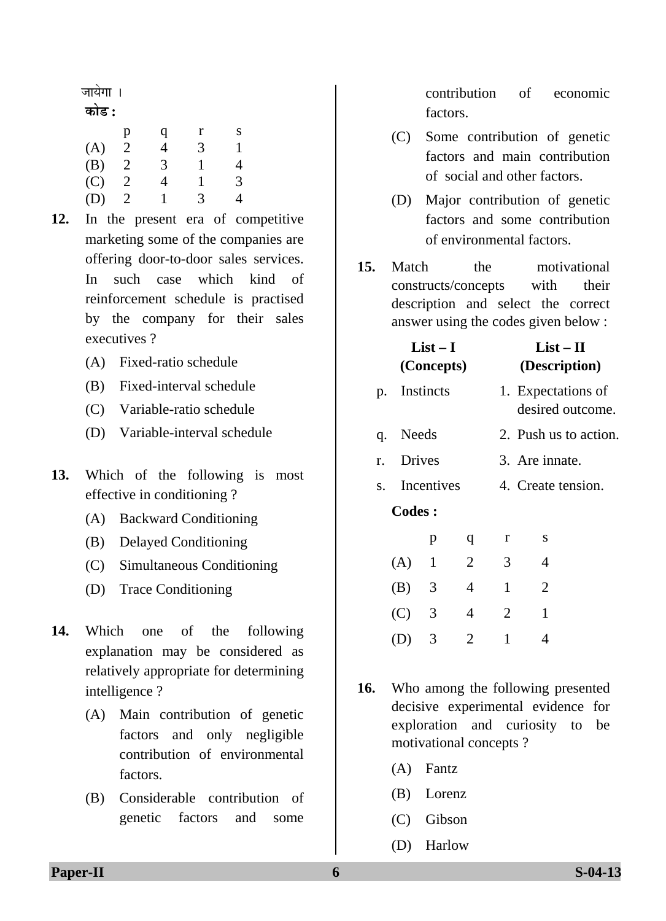जायेगा ।

**कोड :**

| | p | q | r | s |
|---|---|---|---|---|
| (A) | 2 | 4 | 3 | 1 |
| (B) | 2 | 3 | 1 | 4 |
| (C) | 2 | 4 | 1 | 3 |
| (D) | 2 | 1 | 3 | 4 |

**12.** In the present era of competitive marketing some of the companies are offering door-to-door sales services. In such case which kind of reinforcement schedule is practised by the company for their sales executives ?

(A) Fixed-ratio schedule

(B) Fixed-interval schedule

(C) Variable-ratio schedule

(D) Variable-interval schedule

**13.** Which of the following is most effective in conditioning ?

(A) Backward Conditioning

(B) Delayed Conditioning

(C) Simultaneous Conditioning

(D) Trace Conditioning

**14.** Which one of the following explanation may be considered as relatively appropriate for determining intelligence ?

(A) Main contribution of genetic factors and only negligible contribution of environmental factors.

(B) Considerable contribution of genetic factors and some contribution of economic factors.

(C) Some contribution of genetic factors and main contribution of social and other factors.

(D) Major contribution of genetic factors and some contribution of environmental factors.

**15.** Match the motivational constructs/concepts with their description and select the correct answer using the codes given below :

| | **List – I (Concepts)** | | **List – II (Description)** |
|---|---|---|---|
| p. | Instincts | 1. | Expectations of desired outcome. |
| q. | Needs | 2. | Push us to action. |
| r. | Drives | 3. | Are innate. |
| s. | Incentives | 4. | Create tension. |

**Codes :**

| | p | q | r | s |
|---|---|---|---|---|
| (A) | 1 | 2 | 3 | 4 |
| (B) | 3 | 4 | 1 | 2 |
| (C) | 3 | 4 | 2 | 1 |
| (D) | 3 | 2 | 1 | 4 |

**16.** Who among the following presented decisive experimental evidence for exploration and curiosity to be motivational concepts ?

(A) Fantz

(B) Lorenz

(C) Gibson

(D) Harlow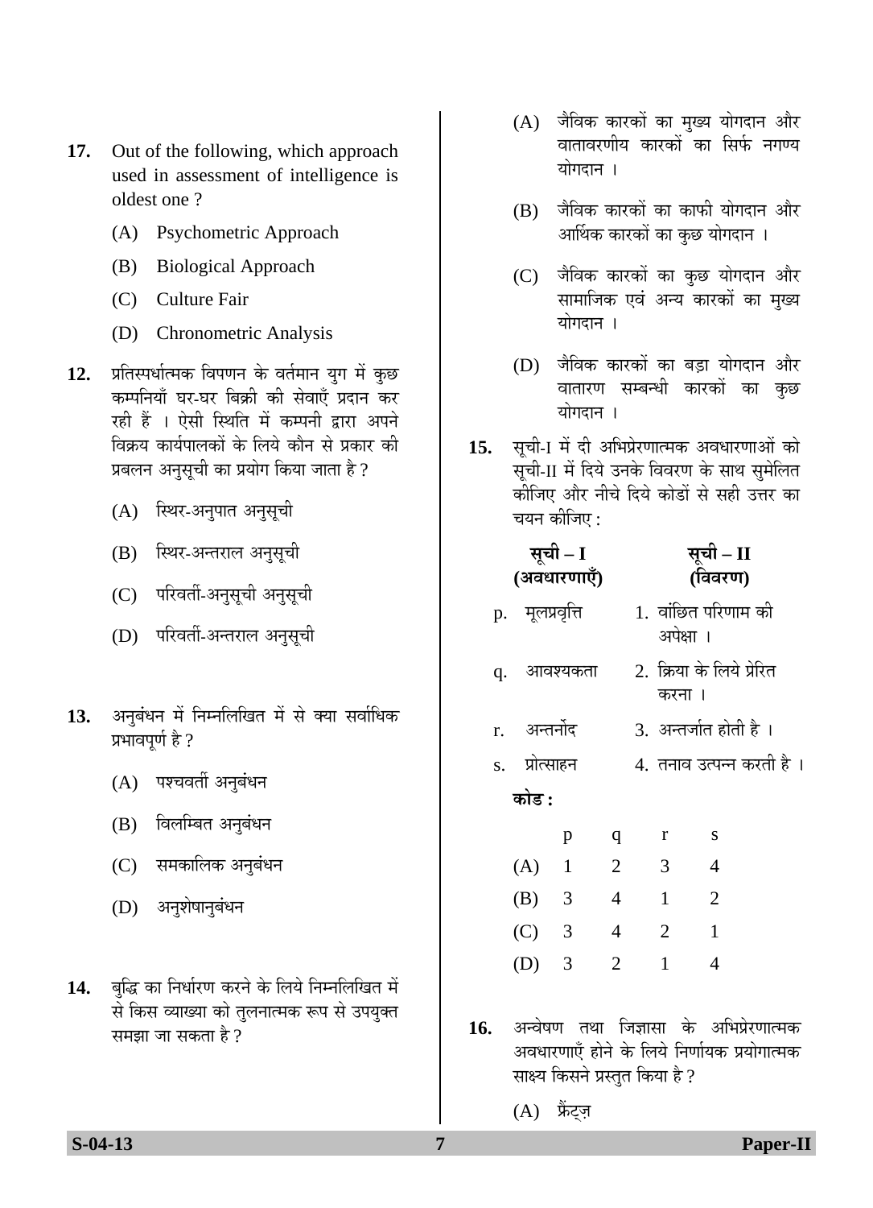**17.** Out of the following, which approach used in assessment of intelligence is oldest one ?

(A) Psychometric Approach

(B) Biological Approach

(C) Culture Fair

(D) Chronometric Analysis

**12.** प्रतिस्पर्धात्मक विपणन के वर्तमान युग में कुछ कम्पनियाँ घर-घर बिक्री की सेवाएँ प्रदान कर रही हैं । ऐसी स्थिति में कम्पनी द्वारा अपने विक्रय कार्यपालकों के लिये कौन से प्रकार की प्रबलन अनुसूची का प्रयोग किया जाता है ?

(A) स्थिर-अनुपात अनुसूची

(B) स्थिर-अन्तराल अनुसूची

(C) परिवर्ती-अनुसूची अनुसूची

(D) परिवर्ती-अन्तराल अनुसूची

**13.** अनुबंधन में निम्नलिखित में से क्या सर्वाधिक प्रभावपूर्ण है ?

(A) पश्चवर्ती अनुबंधन

(B) विलम्बित अनुबंधन

(C) समकालिक अनुबंधन

(D) अनुशेषानुबंधन

**14.** बुद्धि का निर्धारण करने के लिये निम्नलिखित में से किस व्याख्या को तुलनात्मक रूप से उपयुक्त समझा जा सकता है ?

(A) जैविक कारकों का मुख्य योगदान और वातावरणीय कारकों का सिर्फ नगण्य योगदान ।

(B) जैविक कारकों का काफी योगदान और आर्थिक कारकों का कुछ योगदान ।

(C) जैविक कारकों का कुछ योगदान और सामाजिक एवं अन्य कारकों का मुख्य योगदान ।

(D) जैविक कारकों का बड़ा योगदान और वातारण सम्बन्धी कारकों का कुछ योगदान ।

**15.** सूची-I में दी अभिप्रेरणात्मक अवधारणाओं को सूची-II में दिये उनके विवरण के साथ सुमेलित कीजिए और नीचे दिये कोडों से सही उत्तर का चयन कीजिए :

| | सूची – I (अवधारणाएँ) | | सूची – II (विवरण) |
|---|---|---|---|
| p. | मूलप्रवृत्ति | 1. | वांछित परिणाम की अपेक्षा । |
| q. | आवश्यकता | 2. | क्रिया के लिये प्रेरित करना । |
| r. | अन्तर्नोद | 3. | अन्तर्जात होती है । |
| s. | प्रोत्साहन | 4. | तनाव उत्पन्न करती है । |

**कोड :**

| | p | q | r | s |
|---|---|---|---|---|
| (A) | 1 | 2 | 3 | 4 |
| (B) | 3 | 4 | 1 | 2 |
| (C) | 3 | 4 | 2 | 1 |
| (D) | 3 | 2 | 1 | 4 |

**16.** अन्वेषण तथा जिज्ञासा के अभिप्रेरणात्मक अवधारणाएँ होने के लिये निर्णायक प्रयोगात्मक साक्ष्य किसने प्रस्तुत किया है ?

(A) फ्रैंट्ज़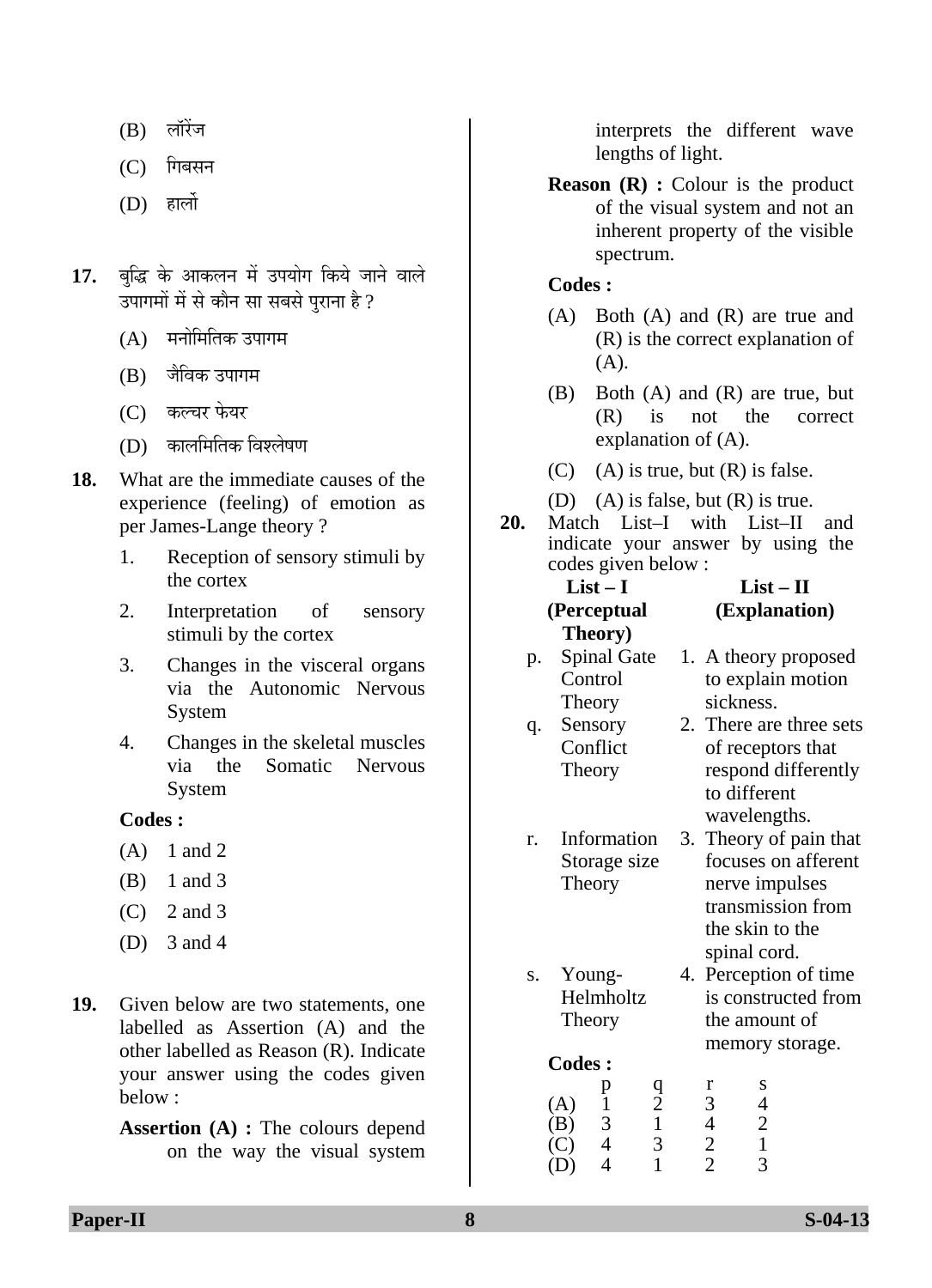(B) लॉरेंज

(C) गिबसन

(D) हार्लो

**17.** बुद्धि के आकलन में उपयोग किये जाने वाले उपागमों में से कौन सा सबसे पुराना है ?

(A) मनोमितिक उपागम

(B) जैविक उपागम

(C) कल्चर फेयर

(D) कालमितिक विश्लेषण

**18.** What are the immediate causes of the experience (feeling) of emotion as per James-Lange theory ?

1. Reception of sensory stimuli by the cortex
2. Interpretation of sensory stimuli by the cortex
3. Changes in the visceral organs via the Autonomic Nervous System
4. Changes in the skeletal muscles via the Somatic Nervous System

**Codes :**

(A) 1 and 2

(B) 1 and 3

(C) 2 and 3

(D) 3 and 4

**19.** Given below are two statements, one labelled as Assertion (A) and the other labelled as Reason (R). Indicate your answer using the codes given below :

**Assertion (A) :** The colours depend on the way the visual system interprets the different wave lengths of light.

**Reason (R) :** Colour is the product of the visual system and not an inherent property of the visible spectrum.

**Codes :**

(A) Both (A) and (R) are true and (R) is the correct explanation of (A).

(B) Both (A) and (R) are true, but (R) is not the correct explanation of (A).

(C) (A) is true, but (R) is false.

(D) (A) is false, but (R) is true.

**20.** Match List–I with List–II and indicate your answer by using the codes given below :

| | List – I (Perceptual Theory) | | List – II (Explanation) |
|---|---|---|---|
| p. | Spinal Gate Control Theory | 1. | A theory proposed to explain motion sickness. |
| q. | Sensory Conflict Theory | 2. | There are three sets of receptors that respond differently to different wavelengths. |
| r. | Information Storage size Theory | 3. | Theory of pain that focuses on afferent nerve impulses transmission from the skin to the spinal cord. |
| s. | Young-Helmholtz Theory | 4. | Perception of time is constructed from the amount of memory storage. |

**Codes :**

| | p | q | r | s |
|---|---|---|---|---|
| (A) | 1 | 2 | 3 | 4 |
| (B) | 3 | 1 | 4 | 2 |
| (C) | 4 | 3 | 2 | 1 |
| (D) | 4 | 1 | 2 | 3 |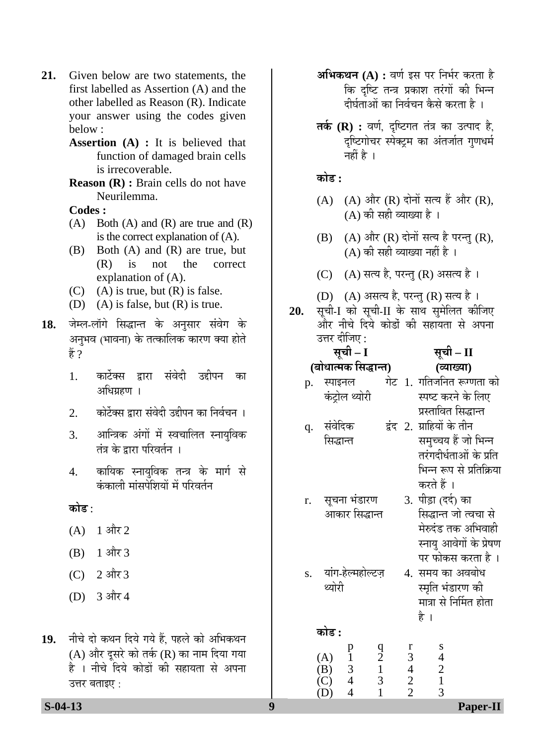**21.** Given below are two statements, the first labelled as Assertion (A) and the other labelled as Reason (R). Indicate your answer using the codes given below :

**Assertion (A) :** It is believed that function of damaged brain cells is irrecoverable.

**Reason (R) :** Brain cells do not have Neurilemma.

**Codes :**

(A) Both (A) and (R) are true and (R) is the correct explanation of (A).

(B) Both (A) and (R) are true, but (R) is not the correct explanation of (A).

(C) (A) is true, but (R) is false.

(D) (A) is false, but (R) is true.

**18.** जेम्ल-लॉगे सिद्धान्त के अनुसार संवेग के अनुभव (भावना) के तत्कालिक कारण क्या होते हैं ?

1. कार्टेक्स द्वारा संवेदी उद्दीपन का अधिग्रहण ।
2. कोर्टेक्स द्वारा संवेदी उद्दीपन का निर्वचन ।
3. आन्त्रिक अंगों में स्वचालित स्नायुविक तंत्र के द्वारा परिवर्तन ।
4. कायिक स्नायुविक तन्त्र के मार्ग से कंकाली मांसपेशियों में परिवर्तन

कोड :

(A) 1 और 2

(B) 1 और 3

(C) 2 और 3

(D) 3 और 4

**19.** नीचे दो कथन दिये गये हैं, पहले को अभिकथन (A) और दूसरे को तर्क (R) का नाम दिया गया है । नीचे दिये कोडों की सहायता से अपना उत्तर बताइए :

**अभिकथन (A) :** वर्ण इस पर निर्भर करता है कि दृष्टि तन्त्र प्रकाश तरंगों की भिन्न दीर्घताओं का निर्वचन कैसे करता है ।

**तर्क (R) :** वर्ण, दृष्टिगत तंत्र का उत्पाद है, दृष्टिगोचर स्पेक्ट्रम का अंतर्जात गुणधर्म नहीं है ।

**कोड :**

(A) (A) और (R) दोनों सत्य हैं और (R), (A) की सही व्याख्या है ।

(B) (A) और (R) दोनों सत्य है परन्तु (R), (A) की सही व्याख्या नहीं है ।

(C) (A) सत्य है, परन्तु (R) असत्य है ।

(D) (A) असत्य है, परन्तु (R) सत्य है ।

**20.** सूची-I को सूची-II के साथ सुमेलित कीजिए और नीचे दिये कोडों की सहायता से अपना उत्तर दीजिए :

| | सूची – I (बोधात्मक सिद्धान्त) | | सूची – II (व्याख्या) |
|---|---|---|---|
| p. | स्पाइनल गेट कंट्रोल थ्योरी | 1. | गतिजनित रूग्णता को स्पष्ट करने के लिए प्रस्तावित सिद्धान्त |
| q. | संवेदिक द्वंद सिद्धान्त | 2. | ग्राहियों के तीन समुच्चय हैं जो भिन्न तरंगदीर्धताओं के प्रति भिन्न रूप से प्रतिक्रिया करते हैं । |
| r. | सूचना भंडारण आकार सिद्धान्त | 3. | पीड़ा (दर्द) का सिद्धान्त जो त्वचा से मेरुदंड तक अभिवाही स्नायु आवेगों के प्रेषण पर फोकस करता है । |
| s. | यांग-हेल्महोल्टज़ थ्योरी | 4. | समय का अवबोध स्मृति भंडारण की मात्रा से निर्मित होता है । |

**कोड :**

| | p | q | r | s |
|---|---|---|---|---|
| (A) | 1 | 2 | 3 | 4 |
| (B) | 3 | 1 | 4 | 2 |
| (C) | 4 | 3 | 2 | 1 |
| (D) | 4 | 1 | 2 | 3 |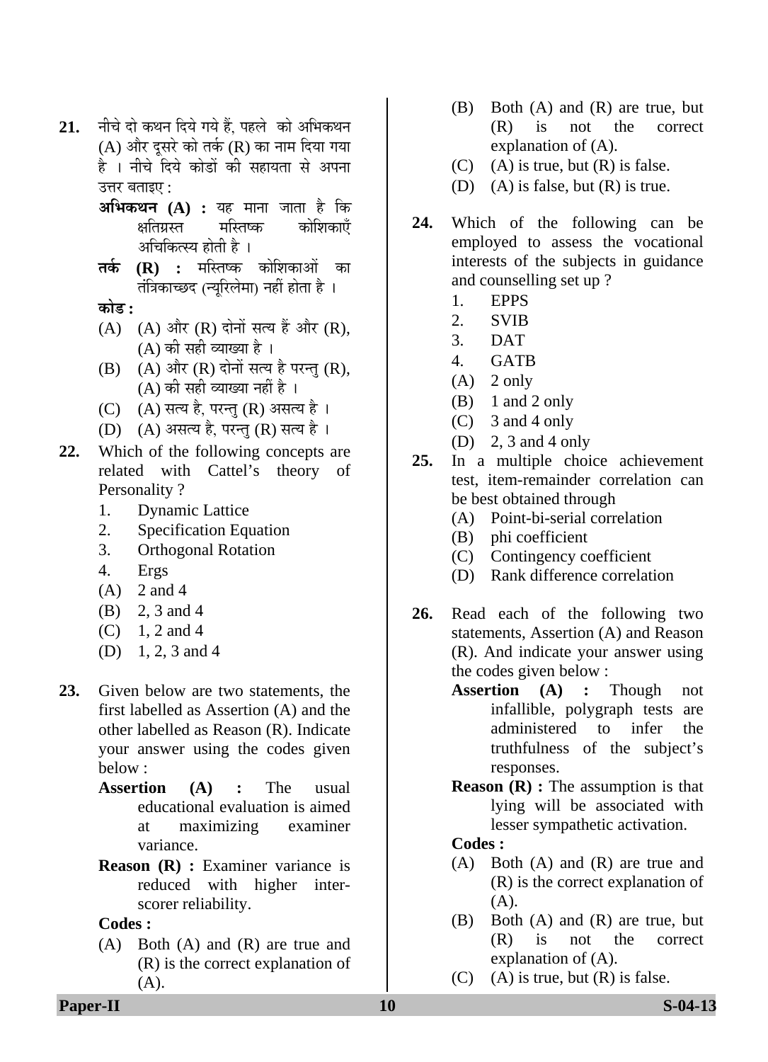21. नीचे दो कथन दिये गये हैं, पहले को अभिकथन (A) और दूसरे को तर्क (R) का नाम दिया गया है । नीचे दिये कोडों की सहायता से अपना उत्तर बताइए :

    **अभिकथन (A) :** यह माना जाता है कि क्षतिग्रस्त मस्तिष्क कोशिकाएँ अचिकित्स्य होती है ।

    **तर्क (R) :** मस्तिष्क कोशिकाओं का तंत्रिकाच्छद (न्यूरिलेमा) नहीं होता है ।

    **कोड :**

    (A) (A) और (R) दोनों सत्य हैं और (R), (A) की सही व्याख्या है ।
    (B) (A) और (R) दोनों सत्य है परन्तु (R), (A) की सही व्याख्या नहीं है ।
    (C) (A) सत्य है, परन्तु (R) असत्य है ।
    (D) (A) असत्य है, परन्तु (R) सत्य है ।

22. Which of the following concepts are related with Cattel's theory of Personality ?
    1. Dynamic Lattice
    2. Specification Equation
    3. Orthogonal Rotation
    4. Ergs

    (A) 2 and 4
    (B) 2, 3 and 4
    (C) 1, 2 and 4
    (D) 1, 2, 3 and 4

23. Given below are two statements, the first labelled as Assertion (A) and the other labelled as Reason (R). Indicate your answer using the codes given below :

    **Assertion (A) :** The usual educational evaluation is aimed at maximizing examiner variance.

    **Reason (R) :** Examiner variance is reduced with higher inter-scorer reliability.

    **Codes :**

    (A) Both (A) and (R) are true and (R) is the correct explanation of (A).
    (B) Both (A) and (R) are true, but (R) is not the correct explanation of (A).
    (C) (A) is true, but (R) is false.
    (D) (A) is false, but (R) is true.

24. Which of the following can be employed to assess the vocational interests of the subjects in guidance and counselling set up ?
    1. EPPS
    2. SVIB
    3. DAT
    4. GATB

    (A) 2 only
    (B) 1 and 2 only
    (C) 3 and 4 only
    (D) 2, 3 and 4 only

25. In a multiple choice achievement test, item-remainder correlation can be best obtained through

    (A) Point-bi-serial correlation
    (B) phi coefficient
    (C) Contingency coefficient
    (D) Rank difference correlation

26. Read each of the following two statements, Assertion (A) and Reason (R). And indicate your answer using the codes given below :

    **Assertion (A) :** Though not infallible, polygraph tests are administered to infer the truthfulness of the subject's responses.

    **Reason (R) :** The assumption is that lying will be associated with lesser sympathetic activation.

    **Codes :**

    (A) Both (A) and (R) are true and (R) is the correct explanation of (A).
    (B) Both (A) and (R) are true, but (R) is not the correct explanation of (A).
    (C) (A) is true, but (R) is false.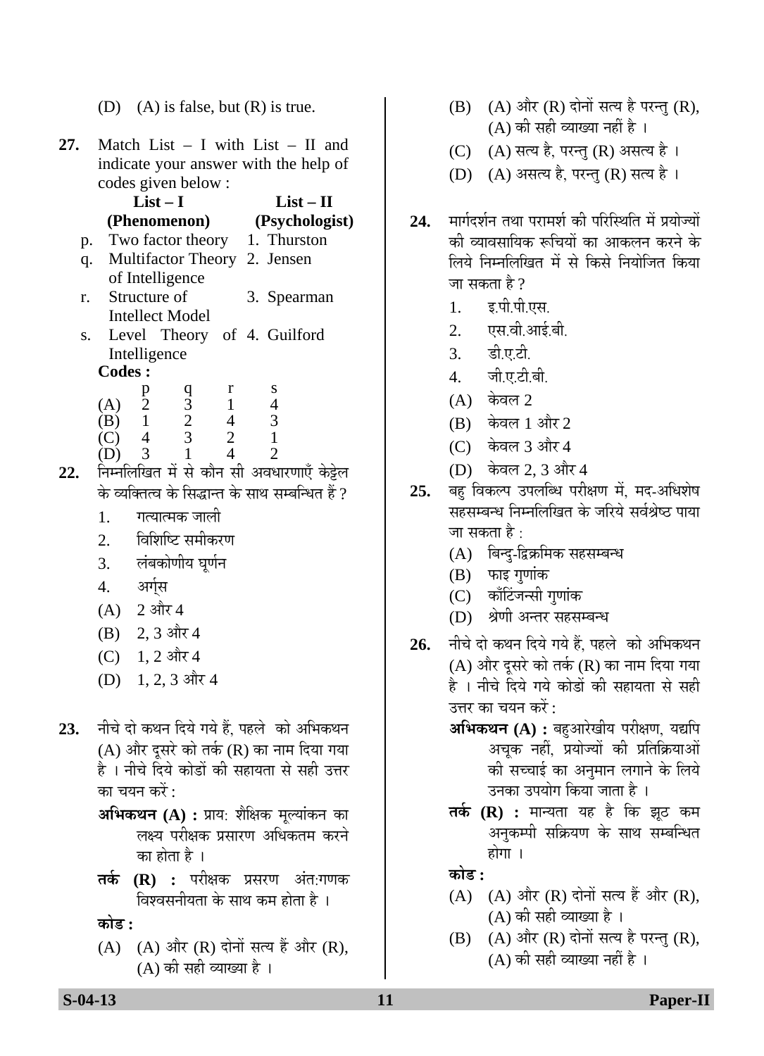(D) (A) is false, but (R) is true.

**27.** Match List – I with List – II and indicate your answer with the help of codes given below :

| | List – I (Phenomenon) | | List – II (Psychologist) |
|---|---|---|---|
| p. | Two factor theory | 1. | Thurston |
| q. | Multifactor Theory of Intelligence | 2. | Jensen |
| r. | Structure of Intellect Model | 3. | Spearman |
| s. | Level Theory of Intelligence | 4. | Guilford |

**Codes :**

| | p | q | r | s |
|---|---|---|---|---|
| (A) | 2 | 3 | 1 | 4 |
| (B) | 1 | 2 | 4 | 3 |
| (C) | 4 | 3 | 2 | 1 |
| (D) | 3 | 1 | 4 | 2 |

**22.** निम्नलिखित में से कौन सी अवधारणाएँ केट्टेल के व्यक्तित्व के सिद्धान्त के साथ सम्बन्धित हैं ?

1. गत्यात्मक जाली
2. विशिष्टि समीकरण
3. लंबकोणीय घूर्णन
4. अर्ग्स

(A) 2 और 4

(B) 2, 3 और 4

(C) 1, 2 और 4

(D) 1, 2, 3 और 4

**23.** नीचे दो कथन दिये गये हैं, पहले को अभिकथन (A) और दूसरे को तर्क (R) का नाम दिया गया है । नीचे दिये कोडों की सहायता से सही उत्तर का चयन करें :

**अभिकथन (A) :** प्राय: शैक्षिक मूल्यांकन का लक्ष्य परीक्षक प्रसारण अधिकतम करने का होता है ।

**तर्क (R) :** परीक्षक प्रसरण अंत:गणक विश्वसनीयता के साथ कम होता है ।

**कोड :**

(A) (A) और (R) दोनों सत्य हैं और (R), (A) की सही व्याख्या है ।

(B) (A) और (R) दोनों सत्य है परन्तु (R), (A) की सही व्याख्या नहीं है ।

(C) (A) सत्य है, परन्तु (R) असत्य है ।

(D) (A) असत्य है, परन्तु (R) सत्य है ।

**24.** मार्गदर्शन तथा परामर्श की परिस्थिति में प्रयोज्यों की व्यावसायिक रूचियों का आकलन करने के लिये निम्नलिखित में से किसे नियोजित किया जा सकता है ?

1. इ.पी.पी.एस.
2. एस.वी.आई.बी.
3. डी.ए.टी.
4. जी.ए.टी.बी.

(A) केवल 2

(B) केवल 1 और 2

(C) केवल 3 और 4

(D) केवल 2, 3 और 4

**25.** बहु विकल्प उपलब्धि परीक्षण में, मद-अधिशेष सहसम्बन्ध निम्नलिखित के जरिये सर्वश्रेष्ठ पाया जा सकता है :

(A) बिन्दु-द्विक्रमिक सहसम्बन्ध

(B) फाइ गुणांक

(C) कॉंटिंजन्सी गुणांक

(D) श्रेणी अन्तर सहसम्बन्ध

**26.** नीचे दो कथन दिये गये हैं, पहले को अभिकथन (A) और दूसरे को तर्क (R) का नाम दिया गया है । नीचे दिये गये कोडों की सहायता से सही उत्तर का चयन करें :

**अभिकथन (A) :** बहुआरेखीय परीक्षण, यद्यपि अचूक नहीं, प्रयोज्यों की प्रतिक्रियाओं की सच्चाई का अनुमान लगाने के लिये उनका उपयोग किया जाता है ।

**तर्क (R) :** मान्यता यह है कि झूठ कम अनुकम्पी सक्रियण के साथ सम्बन्धित होगा ।

**कोड :**

(A) (A) और (R) दोनों सत्य हैं और (R), (A) की सही व्याख्या है ।

(B) (A) और (R) दोनों सत्य है परन्तु (R), (A) की सही व्याख्या नहीं है ।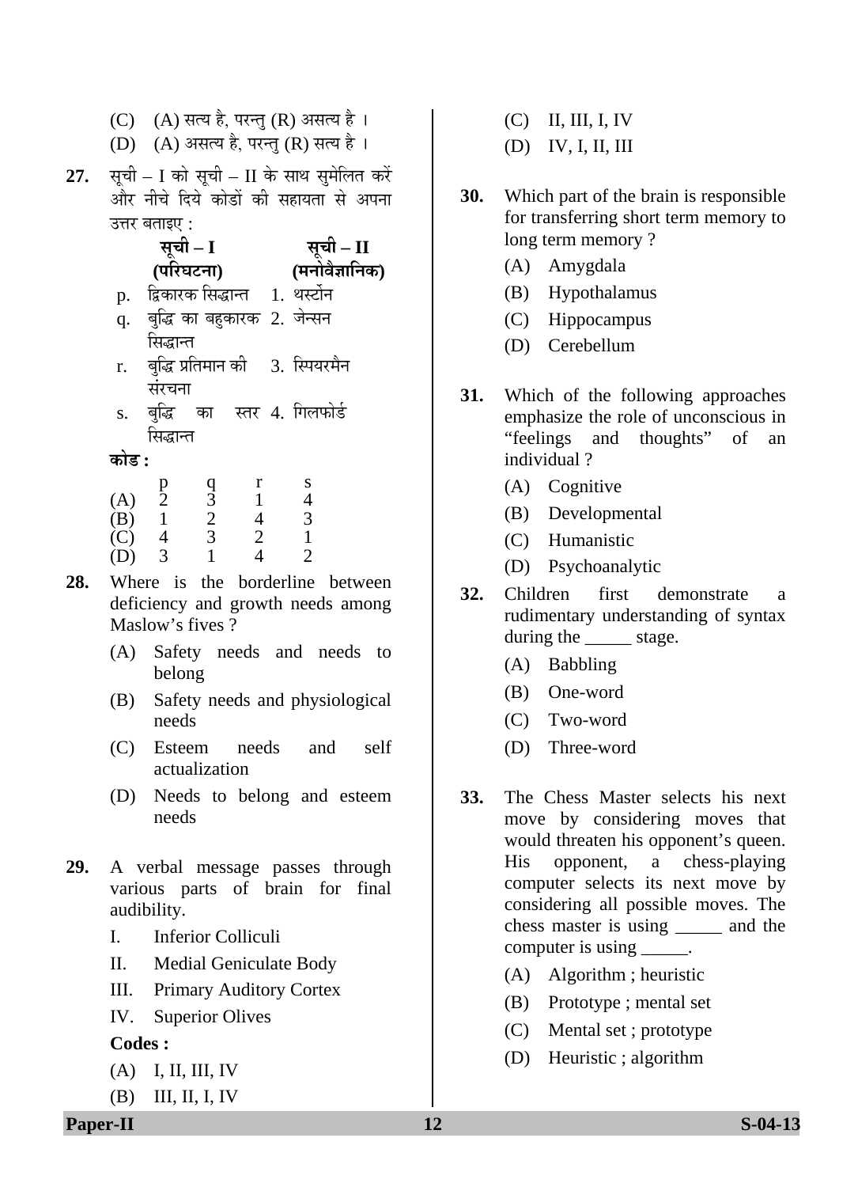(C) (A) सत्य है, परन्तु (R) असत्य है ।

(D) (A) असत्य है, परन्तु (R) सत्य है ।

**27.** सूची – I को सूची – II के साथ सुमेलित करें और नीचे दिये कोडों की सहायता से अपना उत्तर बताइए :

| | सूची – I (परिघटना) | | सूची – II (मनोवैज्ञानिक) |
|---|---|---|---|
| p. | द्विकारक सिद्धान्त | 1. | थर्स्टोन |
| q. | बुद्धि का बहुकारक सिद्धान्त | 2. | जेन्सन |
| r. | बुद्धि प्रतिमान की संरचना | 3. | स्पियरमैन |
| s. | बुद्धि का स्तर सिद्धान्त | 4. | गिलफोर्ड |

**कोड :**

| | p | q | r | s |
|---|---|---|---|---|
| (A) | 2 | 3 | 1 | 4 |
| (B) | 1 | 2 | 4 | 3 |
| (C) | 4 | 3 | 2 | 1 |
| (D) | 3 | 1 | 4 | 2 |

**28.** Where is the borderline between deficiency and growth needs among Maslow's fives ?

(A) Safety needs and needs to belong

(B) Safety needs and physiological needs

(C) Esteem needs and self actualization

(D) Needs to belong and esteem needs

**29.** A verbal message passes through various parts of brain for final audibility.

I. Inferior Colliculi

II. Medial Geniculate Body

III. Primary Auditory Cortex

IV. Superior Olives

**Codes :**

(A) I, II, III, IV

(B) III, II, I, IV

(C) II, III, I, IV

(D) IV, I, II, III

**30.** Which part of the brain is responsible for transferring short term memory to long term memory ?

(A) Amygdala

(B) Hypothalamus

(C) Hippocampus

(D) Cerebellum

**31.** Which of the following approaches emphasize the role of unconscious in "feelings and thoughts" of an individual ?

(A) Cognitive

(B) Developmental

(C) Humanistic

(D) Psychoanalytic

**32.** Children first demonstrate a rudimentary understanding of syntax during the _____ stage.

(A) Babbling

(B) One-word

(C) Two-word

(D) Three-word

**33.** The Chess Master selects his next move by considering moves that would threaten his opponent's queen. His opponent, a chess-playing computer selects its next move by considering all possible moves. The chess master is using _____ and the computer is using _____.

(A) Algorithm ; heuristic

(B) Prototype ; mental set

(C) Mental set ; prototype

(D) Heuristic ; algorithm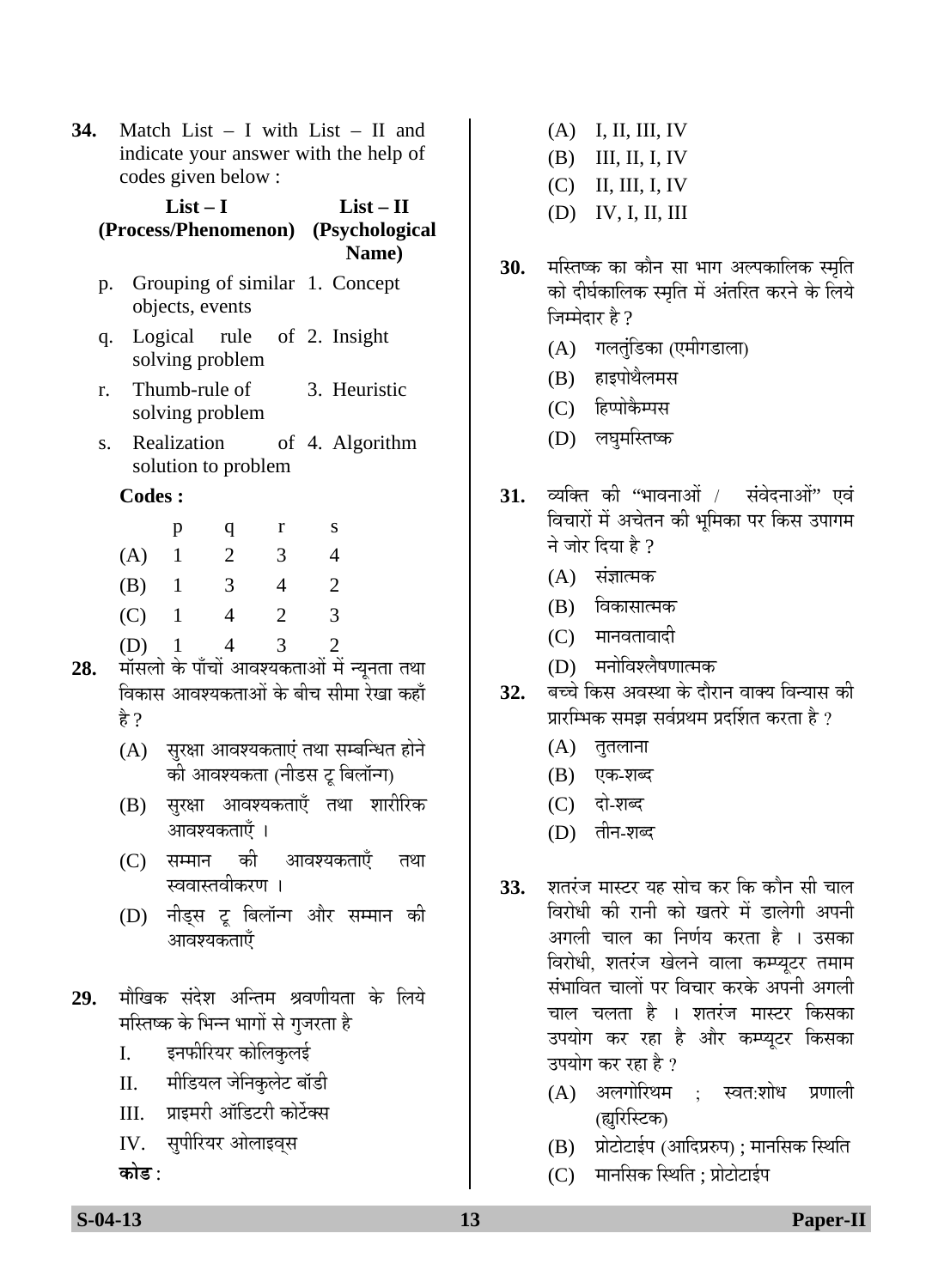**34.** Match List – I with List – II and indicate your answer with the help of codes given below :

| List – I (Process/Phenomenon) | List – II (Psychological Name) |
|---|---|
| p. Grouping of similar objects, events | 1. Concept |
| q. Logical rule of solving problem | 2. Insight |
| r. Thumb-rule of solving problem | 3. Heuristic |
| s. Realization of solution to problem | 4. Algorithm |

**Codes :**

| | p | q | r | s |
|---|---|---|---|---|
| (A) | 1 | 2 | 3 | 4 |
| (B) | 1 | 3 | 4 | 2 |
| (C) | 1 | 4 | 2 | 3 |
| (D) | 1 | 4 | 3 | 2 |

**28.** मॉसलो के पाँचों आवश्यकताओं में न्यूनता तथा विकास आवश्यकताओं के बीच सीमा रेखा कहाँ है ?

(A) सुरक्षा आवश्यकताएं तथा सम्बन्धित होने की आवश्यकता (नीडस टू बिलॉन्ग)

(B) सुरक्षा आवश्यकताएँ तथा शारीरिक आवश्यकताएँ ।

(C) सम्मान की आवश्यकताएँ तथा स्ववास्तवीकरण ।

(D) नीड्स टू बिलॉन्ग और सम्मान की आवश्यकताएँ

**29.** मौखिक संदेश अन्तिम श्रवणीयता के लिये मस्तिष्क के भिन्न भागों से गुजरता है

I. इनफीरियर कोलिकुलई

II. मीडियल जेनिकुलेट बॉडी

III. प्राइमरी ऑडिटरी कोर्टेक्स

IV. सुपीरियर ओलाइव्स

**कोड** :

(A) I, II, III, IV

(B) III, II, I, IV

(C) II, III, I, IV

(D) IV, I, II, III

**30.** मस्तिष्क का कौन सा भाग अल्पकालिक स्मृति को दीर्घकालिक स्मृति में अंतरित करने के लिये जिम्मेदार है ?

(A) गलतुंडिका (एमीगडाला)

(B) हाइपोथैलमस

(C) हिप्पोकैम्पस

(D) लघुमस्तिष्क

**31.** व्यक्ति की "भावनाओं / संवेदनाओं" एवं विचारों में अचेतन की भूमिका पर किस उपागम ने जोर दिया है ?

(A) संज्ञात्मक

(B) विकासात्मक

(C) मानवतावादी

(D) मनोविश्लेषणात्मक

**32.** बच्चे किस अवस्था के दौरान वाक्य विन्यास की प्रारम्भिक समझ सर्वप्रथम प्रदर्शित करता है ?

(A) तुतलाना

(B) एक-शब्द

(C) दो-शब्द

(D) तीन-शब्द

**33.** शतरंज मास्टर यह सोच कर कि कौन सी चाल विरोधी की रानी को खतरे में डालेगी अपनी अगली चाल का निर्णय करता है । उसका विरोधी, शतरंज खेलने वाला कम्प्यूटर तमाम संभावित चालों पर विचार करके अपनी अगली चाल चलता है । शतरंज मास्टर किसका उपयोग कर रहा है और कम्प्यूटर किसका उपयोग कर रहा है ?

(A) अलगोरिथम ; स्वत:शोध प्रणाली (ह्युरिस्टिक)

(B) प्रोटोटाईप (आदिप्ररुप) ; मानसिक स्थिति

(C) मानसिक स्थिति ; प्रोटोटाईप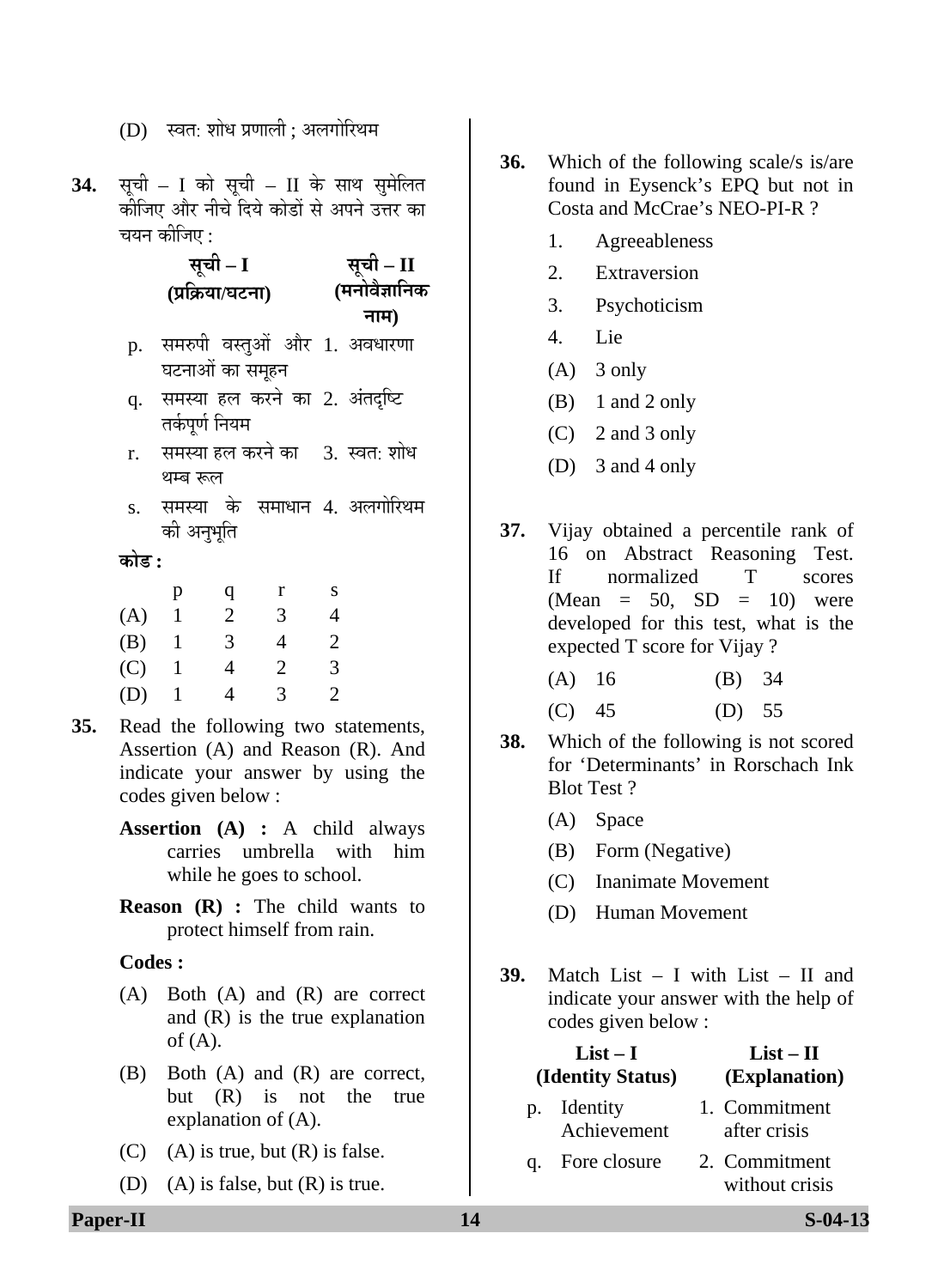(D) स्वत: शोध प्रणाली ; अलगोरिथम

**34.** सूची – I को सूची – II के साथ सुमेलित कीजिए और नीचे दिये कोडों से अपने उत्तर का चयन कीजिए :

| | सूची – I (प्रक्रिया/घटना) | | सूची – II (मनोवैज्ञानिक नाम) |
|---|---|---|---|
| p. | समरुपी वस्तुओं और घटनाओं का समूहन | 1. | अवधारणा |
| q. | समस्या हल करने का तर्कपूर्ण नियम | 2. | अंतदृष्टि |
| r. | समस्या हल करने का थम्ब रूल | 3. | स्वत: शोध |
| s. | समस्या के समाधान की अनुभूति | 4. | अलगोरिथम |

**कोड :**

| | p | q | r | s |
|---|---|---|---|---|
| (A) | 1 | 2 | 3 | 4 |
| (B) | 1 | 3 | 4 | 2 |
| (C) | 1 | 4 | 2 | 3 |
| (D) | 1 | 4 | 3 | 2 |

**35.** Read the following two statements, Assertion (A) and Reason (R). And indicate your answer by using the codes given below :

**Assertion (A) :** A child always carries umbrella with him while he goes to school.

**Reason (R) :** The child wants to protect himself from rain.

**Codes :**

(A) Both (A) and (R) are correct and (R) is the true explanation of (A).

(B) Both (A) and (R) are correct, but (R) is not the true explanation of (A).

(C) (A) is true, but (R) is false.

(D) (A) is false, but (R) is true.

**36.** Which of the following scale/s is/are found in Eysenck's EPQ but not in Costa and McCrae's NEO-PI-R ?

1. Agreeableness
2. Extraversion
3. Psychoticism
4. Lie

(A) 3 only

(B) 1 and 2 only

(C) 2 and 3 only

(D) 3 and 4 only

**37.** Vijay obtained a percentile rank of 16 on Abstract Reasoning Test. If normalized T scores (Mean = 50, SD = 10) were developed for this test, what is the expected T score for Vijay ?

(A) 16 (B) 34

(C) 45 (D) 55

**38.** Which of the following is not scored for 'Determinants' in Rorschach Ink Blot Test ?

(A) Space

(B) Form (Negative)

(C) Inanimate Movement

(D) Human Movement

**39.** Match List – I with List – II and indicate your answer with the help of codes given below :

| | List – I (Identity Status) | | List – II (Explanation) |
|---|---|---|---|
| p. | Identity Achievement | 1. | Commitment after crisis |
| q. | Fore closure | 2. | Commitment without crisis |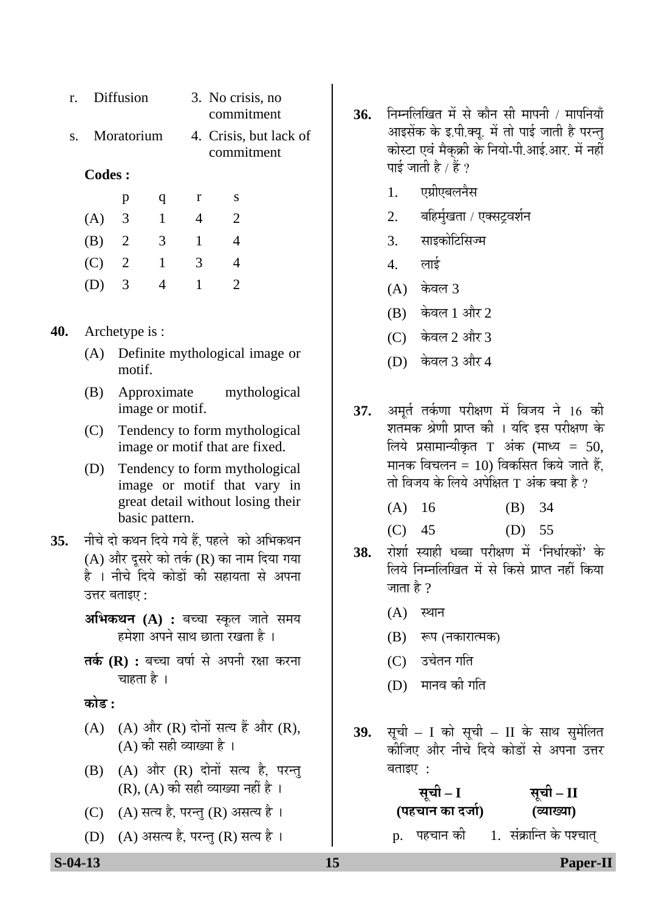| | | | |
|---|---|---|---|
| r. | Diffusion | 3. | No crisis, no commitment |
| s. | Moratorium | 4. | Crisis, but lack of commitment |

**Codes :**

| | p | q | r | s |
|---|---|---|---|---|
| (A) | 3 | 1 | 4 | 2 |
| (B) | 2 | 3 | 1 | 4 |
| (C) | 2 | 1 | 3 | 4 |
| (D) | 3 | 4 | 1 | 2 |

**40.** Archetype is :

(A) Definite mythological image or motif.

(B) Approximate mythological image or motif.

(C) Tendency to form mythological image or motif that are fixed.

(D) Tendency to form mythological image or motif that vary in great detail without losing their basic pattern.

**35.** नीचे दो कथन दिये गये हैं, पहले को अभिकथन (A) और दूसरे को तर्क (R) का नाम दिया गया है । नीचे दिये कोडों की सहायता से अपना उत्तर बताइए :

**अभिकथन (A) :** बच्चा स्कूल जाते समय हमेशा अपने साथ छाता रखता है ।

**तर्क (R) :** बच्चा वर्षा से अपनी रक्षा करना चाहता है ।

**कोड :**

(A) (A) और (R) दोनों सत्य हैं और (R), (A) की सही व्याख्या है ।

(B) (A) और (R) दोनों सत्य है, परन्तु (R), (A) की सही व्याख्या नहीं है ।

(C) (A) सत्य है, परन्तु (R) असत्य है ।

(D) (A) असत्य है, परन्तु (R) सत्य है ।

**36.** निम्नलिखित में से कौन सी मापनी / मापनियाँ आइसेंक के इ.पी.क्यू. में तो पाई जाती है परन्तु कोस्टा एवं मैक्क्री के नियो-पी.आई.आर. में नहीं पाई जाती है / हैं ?

1. एग्रीएबलनैस
2. बहिर्मुखता / एक्स्ट्रवर्शन
3. साइकोटिसिज्म
4. लाई

(A) केवल 3

(B) केवल 1 और 2

(C) केवल 2 और 3

(D) केवल 3 और 4

**37.** अमूर्त तर्कणा परीक्षण में विजय ने 16 की शतमक श्रेणी प्राप्त की । यदि इस परीक्षण के लिये प्रसामान्यीकृत T अंक (माध्य = 50, मानक विचलन = 10) विकसित किये जाते हैं, तो विजय के लिये अपेक्षित T अंक क्या है ?

(A) 16 (B) 34

(C) 45 (D) 55

**38.** रोर्शा स्याही धब्बा परीक्षण में 'निर्धारकों' के लिये निम्नलिखित में से किसे प्राप्त नहीं किया जाता है ?

(A) स्थान

(B) रूप (नकारात्मक)

(C) उचेतन गति

(D) मानव की गति

**39.** सूची – I को सूची – II के साथ सुमेलित कीजिए और नीचे दिये कोडों से अपना उत्तर बताइए :

| सूची – I (पहचान का दर्जा) | सूची – II (व्याख्या) |
|---|---|
| p. पहचान की | 1. संक्रान्ति के पश्चात् |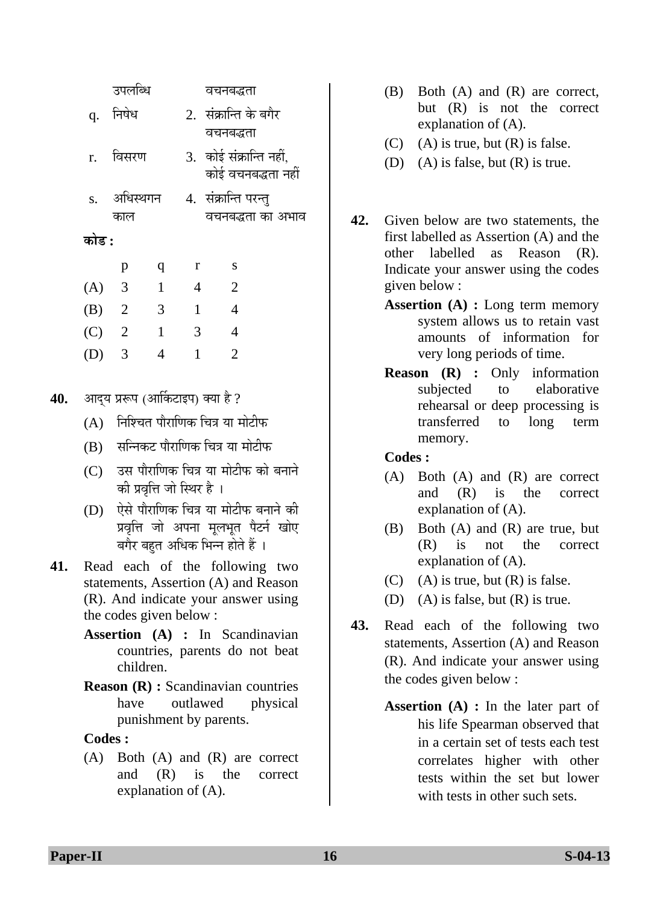| | उपलब्धि | | वचनबद्धता |
|---|---|---|---|
| q. | निषेध | 2. | संक्रान्ति के बगैर वचनबद्धता |
| r. | विसरण | 3. | कोई संक्रान्ति नहीं, कोई वचनबद्धता नहीं |
| s. | अधिस्थगन काल | 4. | संक्रान्ति परन्तु वचनबद्धता का अभाव |

**कोड :**

| | p | q | r | s |
|---|---|---|---|---|
| (A) | 3 | 1 | 4 | 2 |
| (B) | 2 | 3 | 1 | 4 |
| (C) | 2 | 1 | 3 | 4 |
| (D) | 3 | 4 | 1 | 2 |

**40.** आद्य प्ररूप (आर्किटाइप) क्या है ?

(A) निश्चित पौराणिक चित्र या मोटीफ

(B) सन्निकट पौराणिक चित्र या मोटीफ

(C) उस पौराणिक चित्र या मोटीफ को बनाने की प्रवृत्ति जो स्थिर है ।

(D) ऐसे पौराणिक चित्र या मोटीफ बनाने की प्रवृत्ति जो अपना मूलभूत पैटर्न खोए बगैर बहुत अधिक भिन्न होते हैं ।

**41.** Read each of the following two statements, Assertion (A) and Reason (R). And indicate your answer using the codes given below :

**Assertion (A) :** In Scandinavian countries, parents do not beat children.

**Reason (R) :** Scandinavian countries have outlawed physical punishment by parents.

**Codes :**

(A) Both (A) and (R) are correct and (R) is the correct explanation of (A).

(B) Both (A) and (R) are correct, but (R) is not the correct explanation of (A).

(C) (A) is true, but (R) is false.

(D) (A) is false, but (R) is true.

**42.** Given below are two statements, the first labelled as Assertion (A) and the other labelled as Reason (R). Indicate your answer using the codes given below :

**Assertion (A) :** Long term memory system allows us to retain vast amounts of information for very long periods of time.

**Reason (R) :** Only information subjected to elaborative rehearsal or deep processing is transferred to long term memory.

**Codes :**

(A) Both (A) and (R) are correct and (R) is the correct explanation of (A).

(B) Both (A) and (R) are true, but (R) is not the correct explanation of (A).

(C) (A) is true, but (R) is false.

(D) (A) is false, but (R) is true.

**43.** Read each of the following two statements, Assertion (A) and Reason (R). And indicate your answer using the codes given below :

**Assertion (A) :** In the later part of his life Spearman observed that in a certain set of tests each test correlates higher with other tests within the set but lower with tests in other such sets.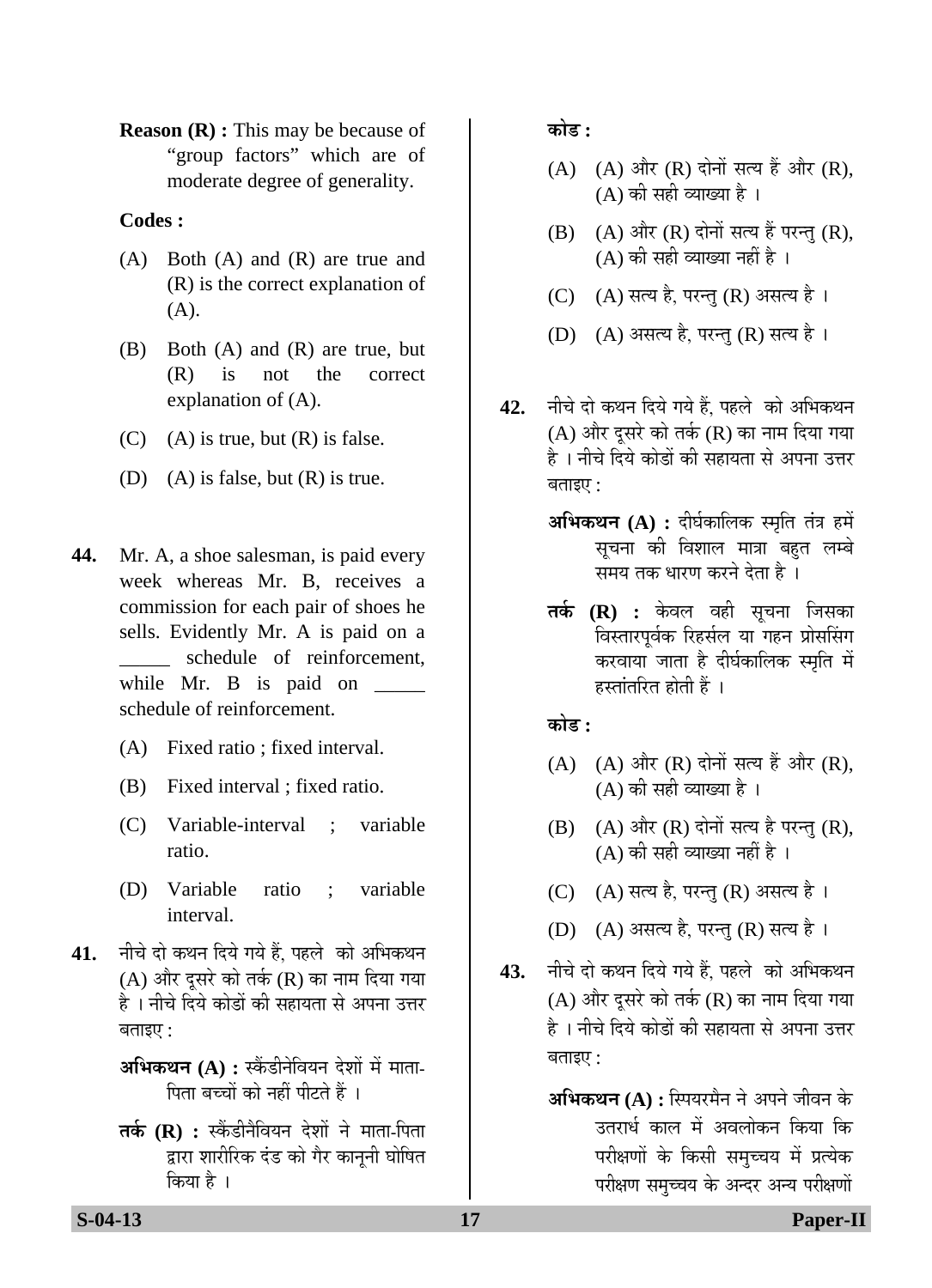**Reason (R) :** This may be because of "group factors" which are of moderate degree of generality.

**Codes :**

(A) Both (A) and (R) are true and (R) is the correct explanation of (A).

(B) Both (A) and (R) are true, but (R) is not the correct explanation of (A).

(C) (A) is true, but (R) is false.

(D) (A) is false, but (R) is true.

**44.** Mr. A, a shoe salesman, is paid every week whereas Mr. B, receives a commission for each pair of shoes he sells. Evidently Mr. A is paid on a _____ schedule of reinforcement, while Mr. B is paid on _____ schedule of reinforcement.

(A) Fixed ratio ; fixed interval.

(B) Fixed interval ; fixed ratio.

(C) Variable-interval ; variable ratio.

(D) Variable ratio ; variable interval.

**41.** नीचे दो कथन दिये गये हैं, पहले को अभिकथन (A) और दूसरे को तर्क (R) का नाम दिया गया है । नीचे दिये कोडों की सहायता से अपना उत्तर बताइए :

**अभिकथन (A) :** स्कैंडीनेवियन देशों में माता-पिता बच्चों को नहीं पीटते हैं ।

**तर्क (R) :** स्कैंडीनैवियन देशों ने माता-पिता द्वारा शारीरिक दंड को गैर कानूनी घोषित किया है ।

**कोड :**

(A) (A) और (R) दोनों सत्य हैं और (R), (A) की सही व्याख्या है ।

(B) (A) और (R) दोनों सत्य हैं परन्तु (R), (A) की सही व्याख्या नहीं है ।

(C) (A) सत्य है, परन्तु (R) असत्य है ।

(D) (A) असत्य है, परन्तु (R) सत्य है ।

**42.** नीचे दो कथन दिये गये हैं, पहले को अभिकथन (A) और दूसरे को तर्क (R) का नाम दिया गया है । नीचे दिये कोडों की सहायता से अपना उत्तर बताइए :

**अभिकथन (A) :** दीर्घकालिक स्मृति तंत्र हमें सूचना की विशाल मात्रा बहुत लम्बे समय तक धारण करने देता है ।

**तर्क (R) :** केवल वही सूचना जिसका विस्तारपूर्वक रिहर्सल या गहन प्रोससिंग करवाया जाता है दीर्घकालिक स्मृति में हस्तांतरित होती हैं ।

**कोड :**

(A) (A) और (R) दोनों सत्य हैं और (R), (A) की सही व्याख्या है ।

(B) (A) और (R) दोनों सत्य है परन्तु (R), (A) की सही व्याख्या नहीं है ।

(C) (A) सत्य है, परन्तु (R) असत्य है ।

(D) (A) असत्य है, परन्तु (R) सत्य है ।

**43.** नीचे दो कथन दिये गये हैं, पहले को अभिकथन (A) और दूसरे को तर्क (R) का नाम दिया गया है । नीचे दिये कोडों की सहायता से अपना उत्तर बताइए :

**अभिकथन (A) :** स्पियरमैन ने अपने जीवन के उतरार्ध काल में अवलोकन किया कि परीक्षणों के किसी समुच्चय में प्रत्येक परीक्षण समुच्चय के अन्दर अन्य परीक्षणों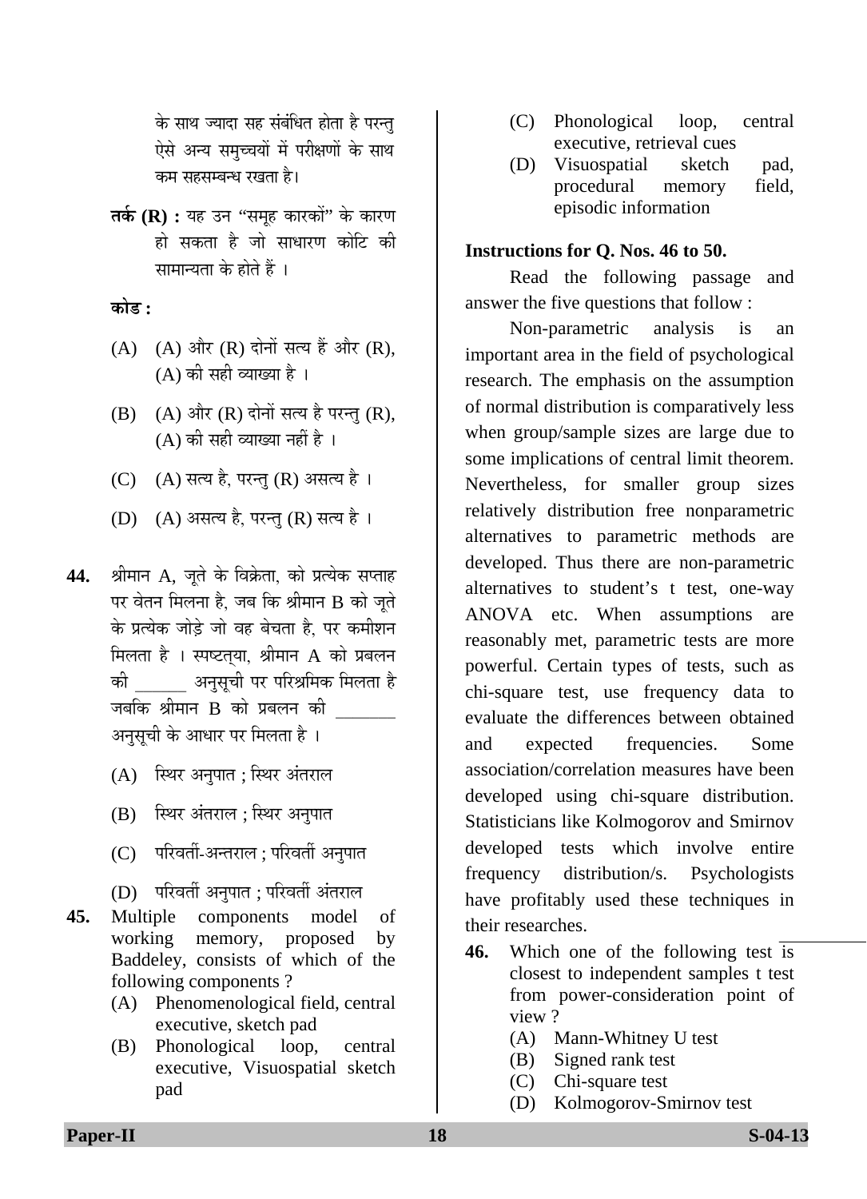के साथ ज्यादा सह संबंधित होता है परन्तु ऐसे अन्य समुच्चयों में परीक्षणों के साथ कम सहसम्बन्ध रखता है।

**तर्क (R) :** यह उन "समूह कारकों" के कारण हो सकता है जो साधारण कोटि की सामान्यता के होते हैं ।

**कोड :**

(A) (A) और (R) दोनों सत्य हैं और (R), (A) की सही व्याख्या है ।

(B) (A) और (R) दोनों सत्य है परन्तु (R), (A) की सही व्याख्या नहीं है ।

(C) (A) सत्य है, परन्तु (R) असत्य है ।

(D) (A) असत्य है, परन्तु (R) सत्य है ।

**44.** श्रीमान A, जूते के विक्रेता, को प्रत्येक सप्ताह पर वेतन मिलना है, जब कि श्रीमान B को जूते के प्रत्येक जोड़े जो वह बेचता है, पर कमीशन मिलता है । स्पष्टत्या, श्रीमान A को प्रबलन की ______ अनुसूची पर परिश्रमिक मिलता है जबकि श्रीमान B को प्रबलन की _______ अनुसूची के आधार पर मिलता है ।

(A) स्थिर अनुपात ; स्थिर अंतराल

(B) स्थिर अंतराल ; स्थिर अनुपात

(C) परिवर्ती-अन्तराल ; परिवर्ती अनुपात

(D) परिवर्ती अनुपात ; परिवर्ती अंतराल

**45.** Multiple components model of working memory, proposed by Baddeley, consists of which of the following components ?

(A) Phenomenological field, central executive, sketch pad

(B) Phonological loop, central executive, Visuospatial sketch pad

(C) Phonological loop, central executive, retrieval cues

(D) Visuospatial sketch pad, procedural memory field, episodic information

**Instructions for Q. Nos. 46 to 50.**

Read the following passage and answer the five questions that follow :

Non-parametric analysis is an important area in the field of psychological research. The emphasis on the assumption of normal distribution is comparatively less when group/sample sizes are large due to some implications of central limit theorem. Nevertheless, for smaller group sizes relatively distribution free nonparametric alternatives to parametric methods are developed. Thus there are non-parametric alternatives to student's t test, one-way ANOVA etc. When assumptions are reasonably met, parametric tests are more powerful. Certain types of tests, such as chi-square test, use frequency data to evaluate the differences between obtained and expected frequencies. Some association/correlation measures have been developed using chi-square distribution. Statisticians like Kolmogorov and Smirnov developed tests which involve entire frequency distribution/s. Psychologists have profitably used these techniques in their researches.

**46.** Which one of the following test is closest to independent samples t test from power-consideration point of view ?

(A) Mann-Whitney U test

(B) Signed rank test

(C) Chi-square test

(D) Kolmogorov-Smirnov test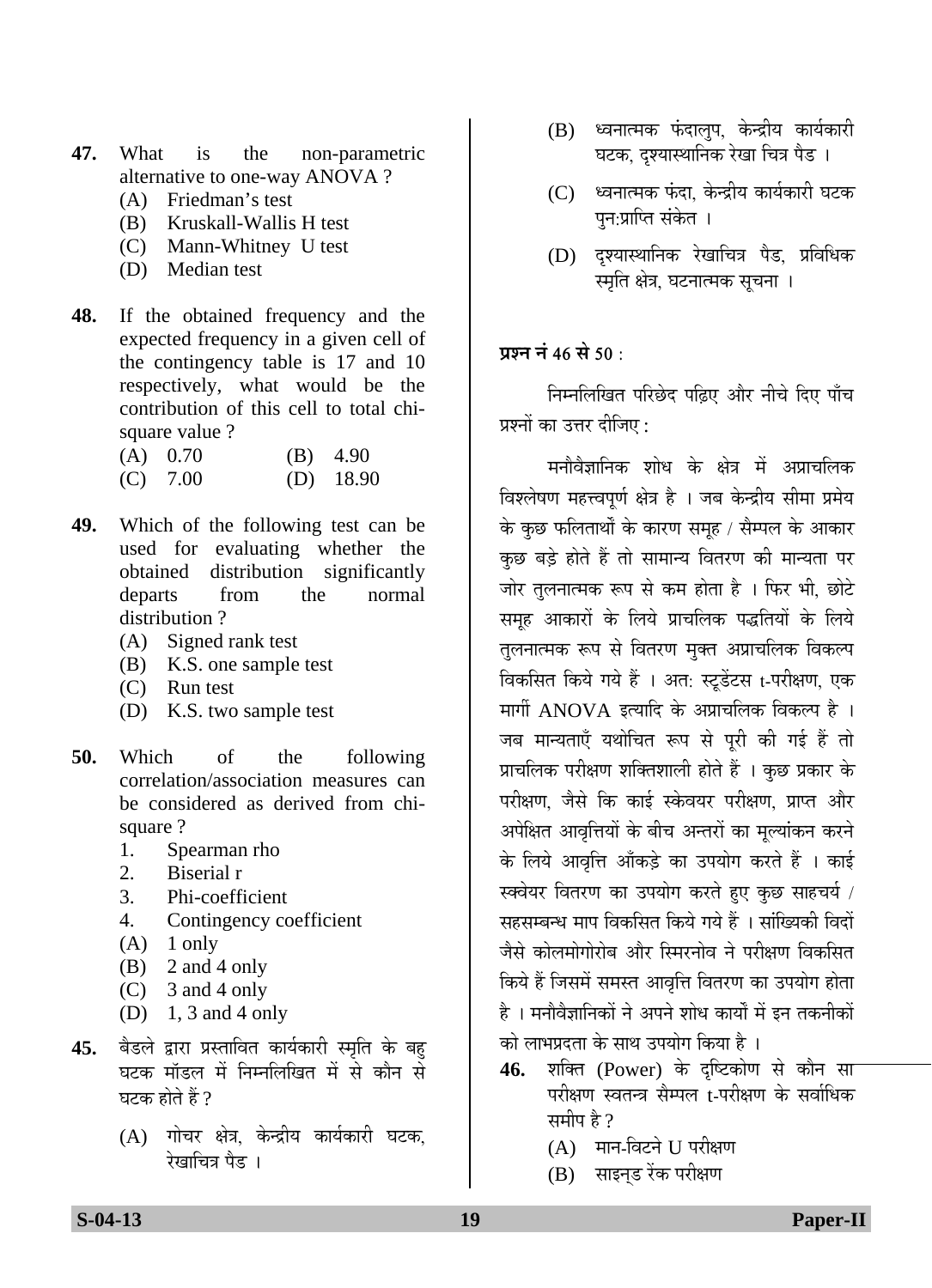**47.** What is the non-parametric alternative to one-way ANOVA ?

- (A) Friedman's test
- (B) Kruskall-Wallis H test
- (C) Mann-Whitney U test
- (D) Median test

**48.** If the obtained frequency and the expected frequency in a given cell of the contingency table is 17 and 10 respectively, what would be the contribution of this cell to total chi-square value ?

| | | | |
|---|---|---|---|
| (A) | 0.70 | (B) | 4.90 |
| (C) | 7.00 | (D) | 18.90 |

**49.** Which of the following test can be used for evaluating whether the obtained distribution significantly departs from the normal distribution ?

- (A) Signed rank test
- (B) K.S. one sample test
- (C) Run test
- (D) K.S. two sample test

**50.** Which of the following correlation/association measures can be considered as derived from chi-square ?

1. Spearman rho
2. Biserial r
3. Phi-coefficient
4. Contingency coefficient

- (A) 1 only
- (B) 2 and 4 only
- (C) 3 and 4 only
- (D) 1, 3 and 4 only

**45.** बैडले द्वारा प्रस्तावित कार्यकारी स्मृति के बहु घटक मॉडल में निम्नलिखित में से कौन से घटक होते हैं ?

- (A) गोचर क्षेत्र, केन्द्रीय कार्यकारी घटक, रेखाचित्र पैड ।
- (B) ध्वनात्मक फंदालुप, केन्द्रीय कार्यकारी घटक, दृश्यास्थानिक रेखा चित्र पैड ।
- (C) ध्वनात्मक फंदा, केन्द्रीय कार्यकारी घटक पुन:प्राप्ति संकेत ।
- (D) दृश्यास्थानिक रेखाचित्र पैड, प्रविधिक स्मृति क्षेत्र, घटनात्मक सूचना ।

**प्रश्न नं 46 से 50 :**

निम्नलिखित परिच्छेद पढ़िए और नीचे दिए पाँच प्रश्नों का उत्तर दीजिए :

मनौवैज्ञानिक शोध के क्षेत्र में अप्राचलिक विश्लेषण महत्त्वपूर्ण क्षेत्र है । जब केन्द्रीय सीमा प्रमेय के कुछ फलितार्थों के कारण समूह / सैम्पल के आकार कुछ बड़े होते हैं तो सामान्य वितरण की मान्यता पर जोर तुलनात्मक रूप से कम होता है । फिर भी, छोटे समूह आकारों के लिये प्राचलिक पद्धतियों के लिये तुलनात्मक रूप से वितरण मुक्त अप्राचलिक विकल्प विकसित किये गये हैं । अत: स्टूडेंटस t-परीक्षण, एक मार्गी ANOVA इत्यादि के अप्राचलिक विकल्प है । जब मान्यताएँ यथोचित रूप से पूरी की गई हैं तो प्राचलिक परीक्षण शक्तिशाली होते हैं । कुछ प्रकार के परीक्षण, जैसे कि काई स्केवयर परीक्षण, प्राप्त और अपेक्षित आवृत्तियों के बीच अन्तरों का मूल्यांकन करने के लिये आवृत्ति आँकड़े का उपयोग करते हैं । काई स्क्वेयर वितरण का उपयोग करते हुए कुछ साहचर्य / सहसम्बन्ध माप विकसित किये गये हैं । सांख्यिकी विदों जैसे कोलमोगोरोब और स्मिरनोव ने परीक्षण विकसित किये हैं जिसमें समस्त आवृत्ति वितरण का उपयोग होता है । मनौवैज्ञानिकों ने अपने शोध कार्यों में इन तकनीकों को लाभप्रदता के साथ उपयोग किया है ।

**46.** शक्ति (Power) के दृष्टिकोण से कौन सा परीक्षण स्वतन्त्र सैम्पल t-परीक्षण के सर्वाधिक समीप है ?

- (A) मान-विटने U परीक्षण
- (B) साइन्ड रेंक परीक्षण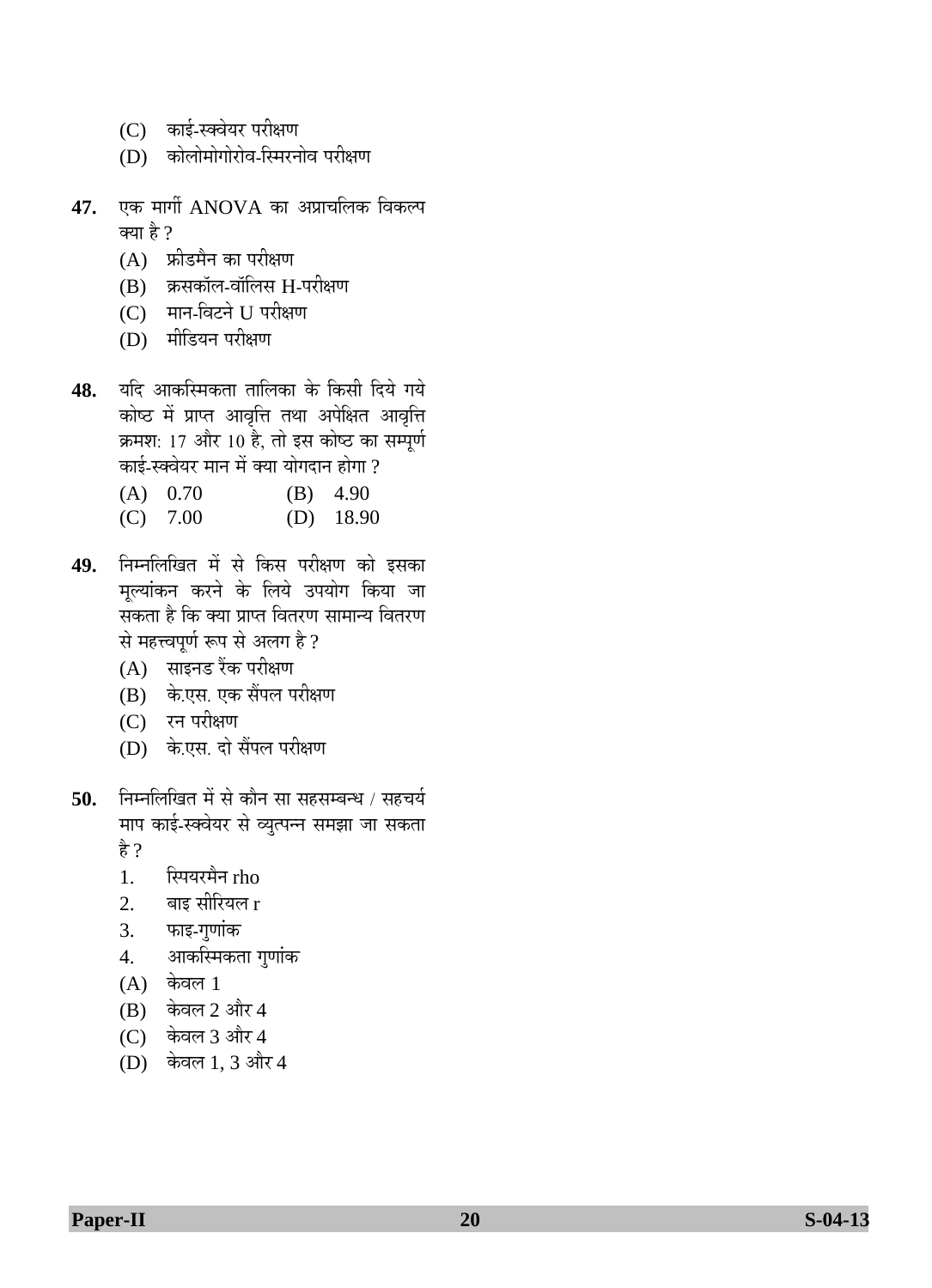(C) काई-स्क्वेयर परीक्षण

(D) कोलोमोगोरोव-स्मिरनोव परीक्षण

**47.** एक मार्गी ANOVA का अप्राचलिक विकल्प क्या है ?

(A) फ्रीडमैन का परीक्षण

(B) क्रसकॉल-वॉलिस H-परीक्षण

(C) मान-विटने U परीक्षण

(D) मीडियन परीक्षण

**48.** यदि आकस्मिकता तालिका के किसी दिये गये कोष्ठ में प्राप्त आवृत्ति तथा अपेक्षित आवृत्ति क्रमश: 17 और 10 है, तो इस कोष्ठ का सम्पूर्ण काई-स्क्वेयर मान में क्या योगदान होगा ?

(A) 0.70　　(B) 4.90

(C) 7.00　　(D) 18.90

**49.** निम्नलिखित में से किस परीक्षण को इसका मूल्यांकन करने के लिये उपयोग किया जा सकता है कि क्या प्राप्त वितरण सामान्य वितरण से महत्त्वपूर्ण रूप से अलग है ?

(A) साइनड रैंक परीक्षण

(B) के.एस. एक सैंपल परीक्षण

(C) रन परीक्षण

(D) के.एस. दो सैंपल परीक्षण

**50.** निम्नलिखित में से कौन सा सहसम्बन्ध / सहचर्य माप काई-स्क्वेयर से व्युत्पन्न समझा जा सकता है ?

1. स्पियरमैन rho
2. बाइ सीरियल r
3. फाइ-गुणांक
4. आकस्मिकता गुणांक

(A) केवल 1

(B) केवल 2 और 4

(C) केवल 3 और 4

(D) केवल 1, 3 और 4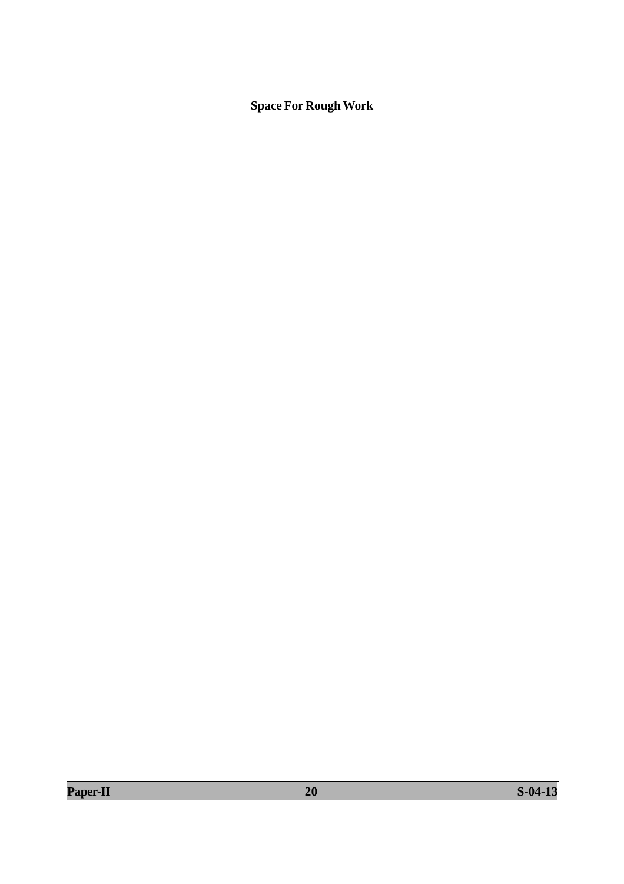**Space For Rough Work**